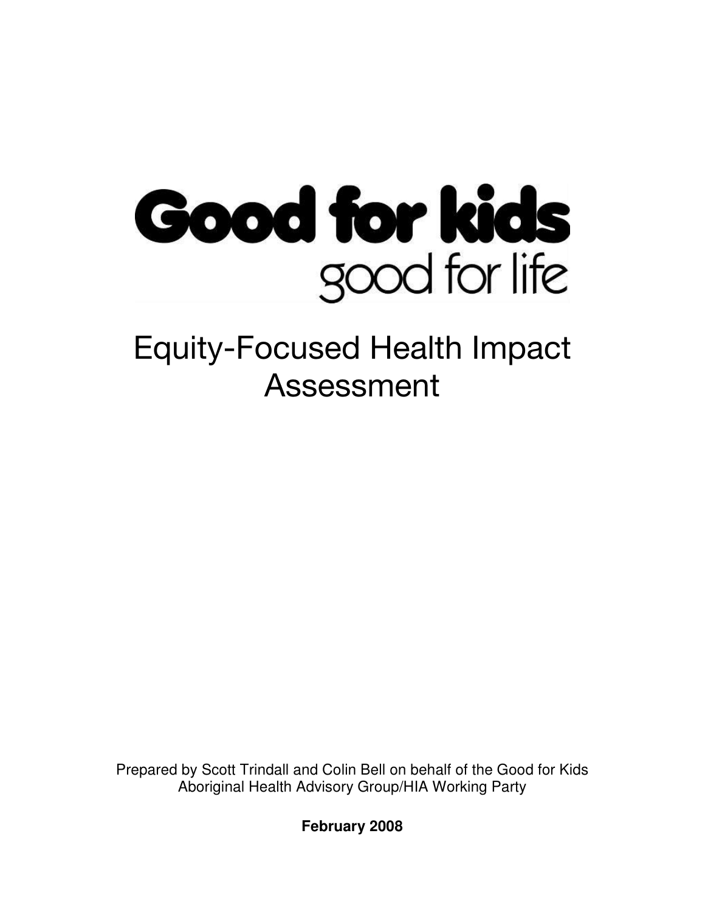# Good for kids good for life

# Equity-Focused Health Impact Assessment

Prepared by Scott Trindall and Colin Bell on behalf of the Good for Kids Aboriginal Health Advisory Group/HIA Working Party

**February 2008**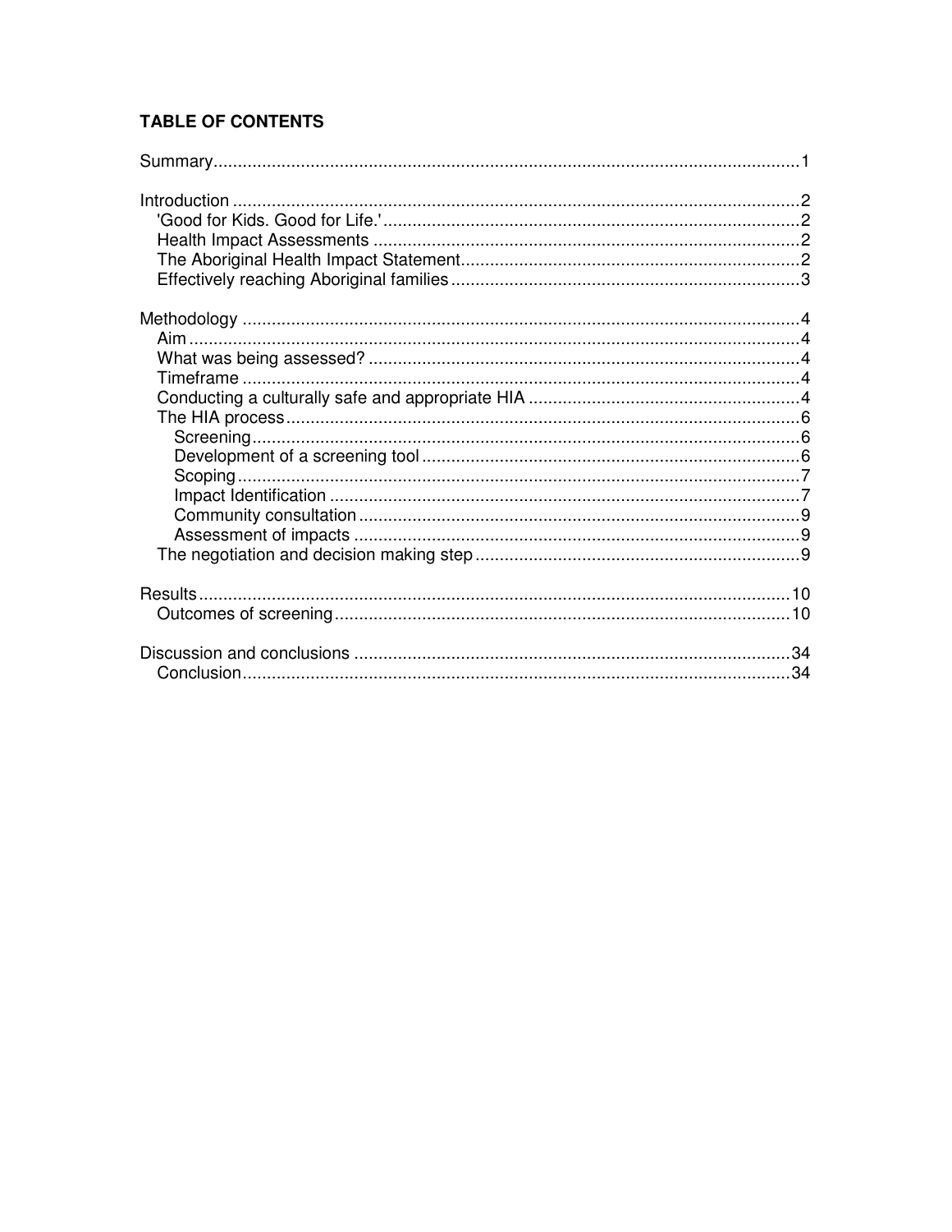**TABLE OF CONTENTS**

Summary....................................................................................................................1

Introduction ..............................................................................................................2
- 'Good for Kids. Good for Life.'..............................................................................2
- Health Impact Assessments ..................................................................................2
- The Aboriginal Health Impact Statement...............................................................2
- Effectively reaching Aboriginal families.................................................................3

Methodology .............................................................................................................4
- Aim .......................................................................................................................4
- What was being assessed? ...................................................................................4
- Timeframe ............................................................................................................4
- Conducting a culturally safe and appropriate HIA .................................................4
- The HIA process....................................................................................................6
  - Screening.........................................................................................................6
  - Development of a screening tool ......................................................................6
  - Scoping.............................................................................................................7
  - Impact Identification ........................................................................................7
  - Community consultation ..................................................................................9
  - Assessment of impacts .....................................................................................9
- The negotiation and decision making step ............................................................9

Results.....................................................................................................................10
- Outcomes of screening........................................................................................10

Discussion and conclusions ....................................................................................34
- Conclusion...........................................................................................................34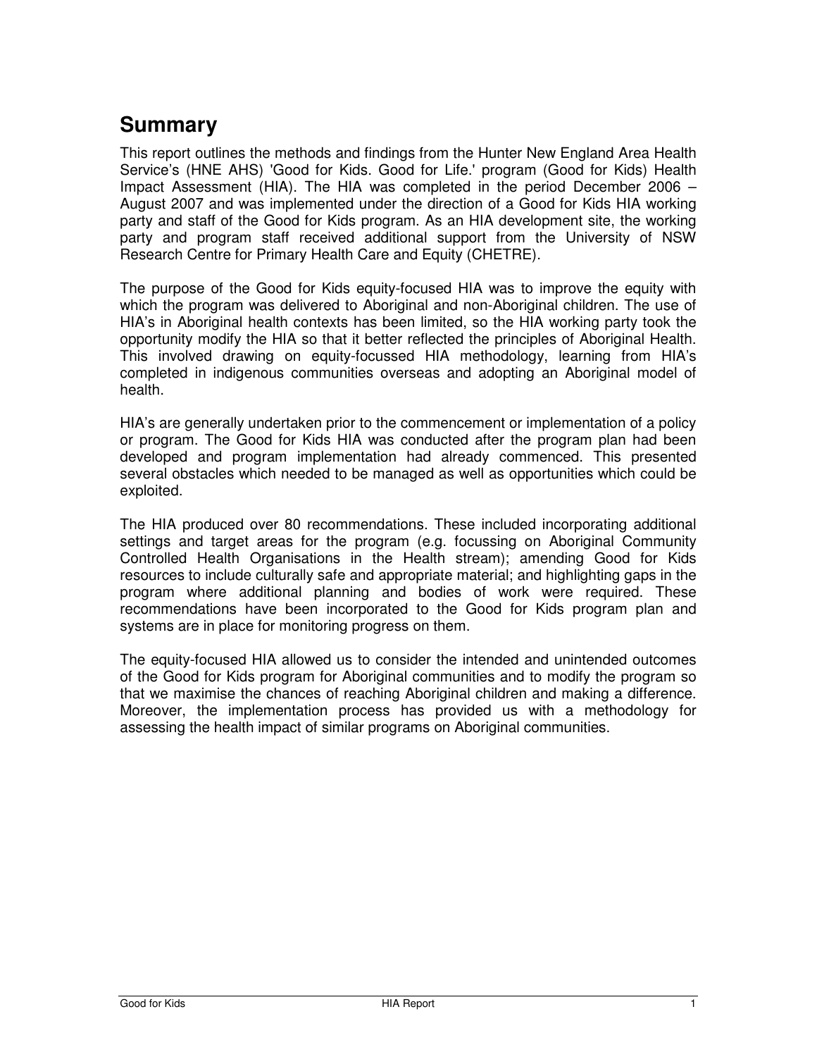# Summary

This report outlines the methods and findings from the Hunter New England Area Health Service's (HNE AHS) 'Good for Kids. Good for Life.' program (Good for Kids) Health Impact Assessment (HIA). The HIA was completed in the period December 2006 – August 2007 and was implemented under the direction of a Good for Kids HIA working party and staff of the Good for Kids program. As an HIA development site, the working party and program staff received additional support from the University of NSW Research Centre for Primary Health Care and Equity (CHETRE).

The purpose of the Good for Kids equity-focused HIA was to improve the equity with which the program was delivered to Aboriginal and non-Aboriginal children. The use of HIA's in Aboriginal health contexts has been limited, so the HIA working party took the opportunity modify the HIA so that it better reflected the principles of Aboriginal Health. This involved drawing on equity-focussed HIA methodology, learning from HIA's completed in indigenous communities overseas and adopting an Aboriginal model of health.

HIA's are generally undertaken prior to the commencement or implementation of a policy or program. The Good for Kids HIA was conducted after the program plan had been developed and program implementation had already commenced. This presented several obstacles which needed to be managed as well as opportunities which could be exploited.

The HIA produced over 80 recommendations. These included incorporating additional settings and target areas for the program (e.g. focussing on Aboriginal Community Controlled Health Organisations in the Health stream); amending Good for Kids resources to include culturally safe and appropriate material; and highlighting gaps in the program where additional planning and bodies of work were required. These recommendations have been incorporated to the Good for Kids program plan and systems are in place for monitoring progress on them.

The equity-focused HIA allowed us to consider the intended and unintended outcomes of the Good for Kids program for Aboriginal communities and to modify the program so that we maximise the chances of reaching Aboriginal children and making a difference. Moreover, the implementation process has provided us with a methodology for assessing the health impact of similar programs on Aboriginal communities.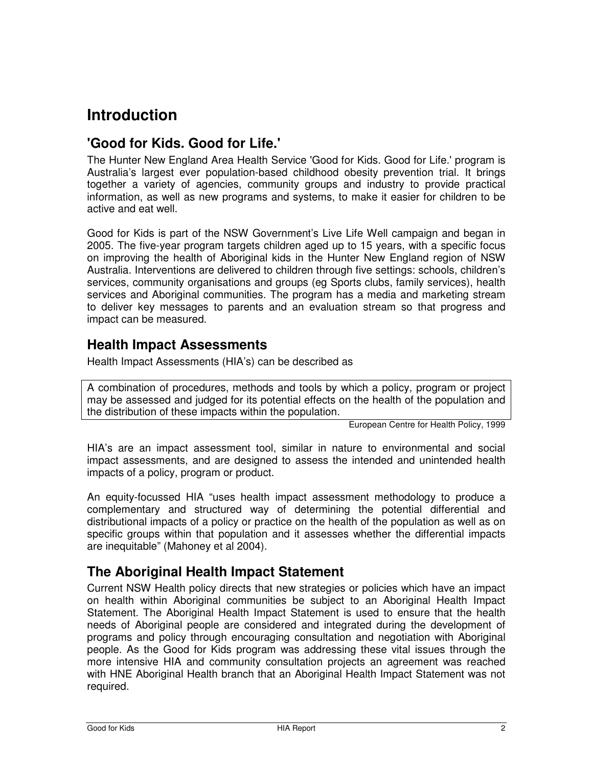# Introduction

## 'Good for Kids. Good for Life.'

The Hunter New England Area Health Service 'Good for Kids. Good for Life.' program is Australia's largest ever population-based childhood obesity prevention trial. It brings together a variety of agencies, community groups and industry to provide practical information, as well as new programs and systems, to make it easier for children to be active and eat well.

Good for Kids is part of the NSW Government's Live Life Well campaign and began in 2005. The five-year program targets children aged up to 15 years, with a specific focus on improving the health of Aboriginal kids in the Hunter New England region of NSW Australia. Interventions are delivered to children through five settings: schools, children's services, community organisations and groups (eg Sports clubs, family services), health services and Aboriginal communities. The program has a media and marketing stream to deliver key messages to parents and an evaluation stream so that progress and impact can be measured.

## Health Impact Assessments

Health Impact Assessments (HIA's) can be described as

> A combination of procedures, methods and tools by which a policy, program or project may be assessed and judged for its potential effects on the health of the population and the distribution of these impacts within the population.

European Centre for Health Policy, 1999

HIA's are an impact assessment tool, similar in nature to environmental and social impact assessments, and are designed to assess the intended and unintended health impacts of a policy, program or product.

An equity-focussed HIA "uses health impact assessment methodology to produce a complementary and structured way of determining the potential differential and distributional impacts of a policy or practice on the health of the population as well as on specific groups within that population and it assesses whether the differential impacts are inequitable" (Mahoney et al 2004).

## The Aboriginal Health Impact Statement

Current NSW Health policy directs that new strategies or policies which have an impact on health within Aboriginal communities be subject to an Aboriginal Health Impact Statement. The Aboriginal Health Impact Statement is used to ensure that the health needs of Aboriginal people are considered and integrated during the development of programs and policy through encouraging consultation and negotiation with Aboriginal people. As the Good for Kids program was addressing these vital issues through the more intensive HIA and community consultation projects an agreement was reached with HNE Aboriginal Health branch that an Aboriginal Health Impact Statement was not required.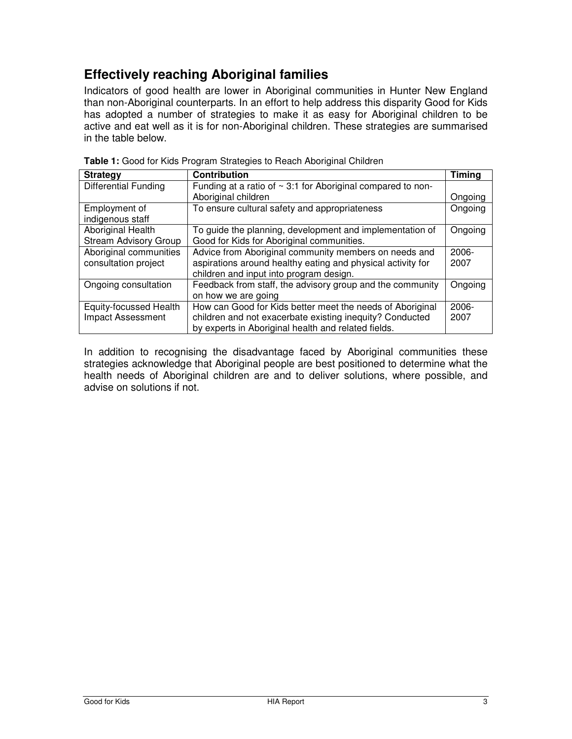## Effectively reaching Aboriginal families

Indicators of good health are lower in Aboriginal communities in Hunter New England than non-Aboriginal counterparts. In an effort to help address this disparity Good for Kids has adopted a number of strategies to make it as easy for Aboriginal children to be active and eat well as it is for non-Aboriginal children. These strategies are summarised in the table below.

**Table 1:** Good for Kids Program Strategies to Reach Aboriginal Children

| Strategy | Contribution | Timing |
|---|---|---|
| Differential Funding | Funding at a ratio of ~ 3:1 for Aboriginal compared to non-Aboriginal children | Ongoing |
| Employment of indigenous staff | To ensure cultural safety and appropriateness | Ongoing |
| Aboriginal Health Stream Advisory Group | To guide the planning, development and implementation of Good for Kids for Aboriginal communities. | Ongoing |
| Aboriginal communities consultation project | Advice from Aboriginal community members on needs and aspirations around healthy eating and physical activity for children and input into program design. | 2006-2007 |
| Ongoing consultation | Feedback from staff, the advisory group and the community on how we are going | Ongoing |
| Equity-focussed Health Impact Assessment | How can Good for Kids better meet the needs of Aboriginal children and not exacerbate existing inequity? Conducted by experts in Aboriginal health and related fields. | 2006-2007 |

In addition to recognising the disadvantage faced by Aboriginal communities these strategies acknowledge that Aboriginal people are best positioned to determine what the health needs of Aboriginal children are and to deliver solutions, where possible, and advise on solutions if not.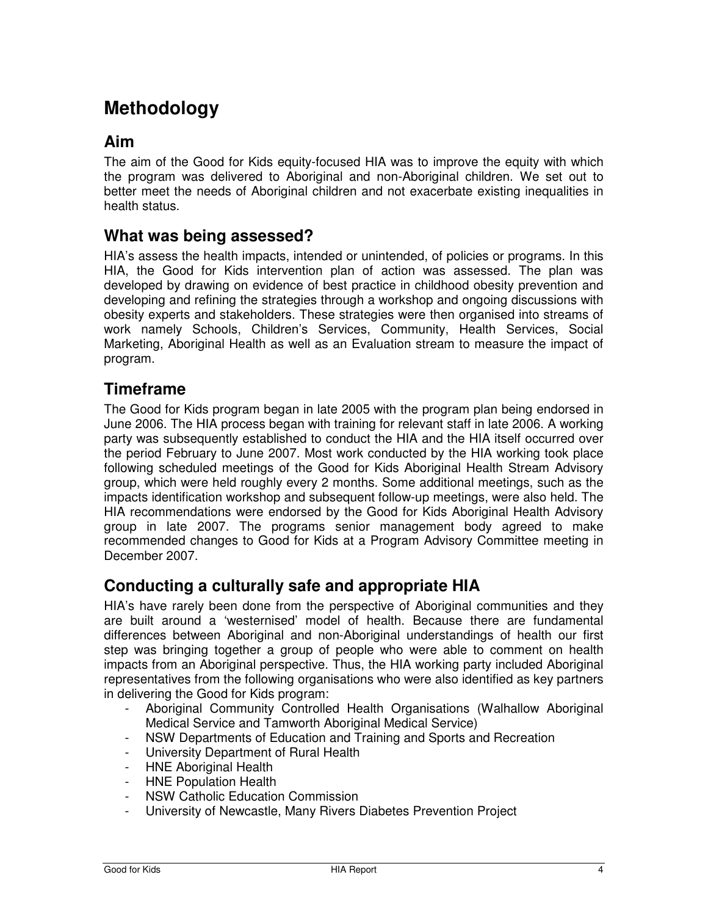# Methodology

## Aim

The aim of the Good for Kids equity-focused HIA was to improve the equity with which the program was delivered to Aboriginal and non-Aboriginal children. We set out to better meet the needs of Aboriginal children and not exacerbate existing inequalities in health status.

## What was being assessed?

HIA's assess the health impacts, intended or unintended, of policies or programs. In this HIA, the Good for Kids intervention plan of action was assessed. The plan was developed by drawing on evidence of best practice in childhood obesity prevention and developing and refining the strategies through a workshop and ongoing discussions with obesity experts and stakeholders. These strategies were then organised into streams of work namely Schools, Children's Services, Community, Health Services, Social Marketing, Aboriginal Health as well as an Evaluation stream to measure the impact of program.

## Timeframe

The Good for Kids program began in late 2005 with the program plan being endorsed in June 2006. The HIA process began with training for relevant staff in late 2006. A working party was subsequently established to conduct the HIA and the HIA itself occurred over the period February to June 2007. Most work conducted by the HIA working took place following scheduled meetings of the Good for Kids Aboriginal Health Stream Advisory group, which were held roughly every 2 months. Some additional meetings, such as the impacts identification workshop and subsequent follow-up meetings, were also held. The HIA recommendations were endorsed by the Good for Kids Aboriginal Health Advisory group in late 2007. The programs senior management body agreed to make recommended changes to Good for Kids at a Program Advisory Committee meeting in December 2007.

## Conducting a culturally safe and appropriate HIA

HIA's have rarely been done from the perspective of Aboriginal communities and they are built around a 'westernised' model of health. Because there are fundamental differences between Aboriginal and non-Aboriginal understandings of health our first step was bringing together a group of people who were able to comment on health impacts from an Aboriginal perspective. Thus, the HIA working party included Aboriginal representatives from the following organisations who were also identified as key partners in delivering the Good for Kids program:

- Aboriginal Community Controlled Health Organisations (Walhallow Aboriginal Medical Service and Tamworth Aboriginal Medical Service)
- NSW Departments of Education and Training and Sports and Recreation
- University Department of Rural Health
- HNE Aboriginal Health
- HNE Population Health
- NSW Catholic Education Commission
- University of Newcastle, Many Rivers Diabetes Prevention Project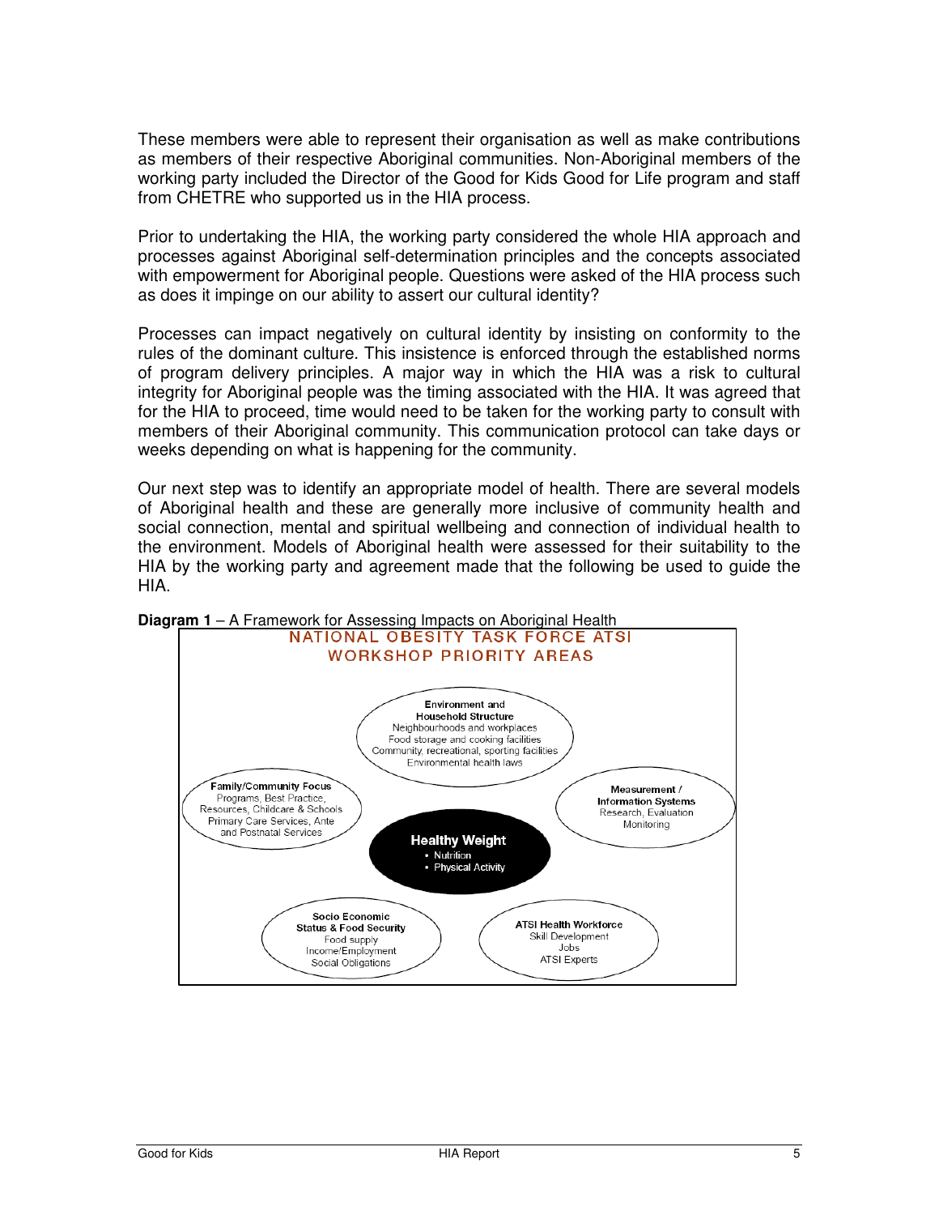These members were able to represent their organisation as well as make contributions as members of their respective Aboriginal communities. Non-Aboriginal members of the working party included the Director of the Good for Kids Good for Life program and staff from CHETRE who supported us in the HIA process.

Prior to undertaking the HIA, the working party considered the whole HIA approach and processes against Aboriginal self-determination principles and the concepts associated with empowerment for Aboriginal people. Questions were asked of the HIA process such as does it impinge on our ability to assert our cultural identity?

Processes can impact negatively on cultural identity by insisting on conformity to the rules of the dominant culture. This insistence is enforced through the established norms of program delivery principles. A major way in which the HIA was a risk to cultural integrity for Aboriginal people was the timing associated with the HIA. It was agreed that for the HIA to proceed, time would need to be taken for the working party to consult with members of their Aboriginal community. This communication protocol can take days or weeks depending on what is happening for the community.

Our next step was to identify an appropriate model of health. There are several models of Aboriginal health and these are generally more inclusive of community health and social connection, mental and spiritual wellbeing and connection of individual health to the environment. Models of Aboriginal health were assessed for their suitability to the HIA by the working party and agreement made that the following be used to guide the HIA.

**Diagram 1** – A Framework for Assessing Impacts on Aboriginal Health

NATIONAL OBESITY TASK FORCE ATSI WORKSHOP PRIORITY AREAS

**Healthy Weight**
- Nutrition
- Physical Activity

**Environment and Household Structure**
Neighbourhoods and workplaces
Food storage and cooking facilities
Community, recreational, sporting facilities
Environmental health laws

**Family/Community Focus**
Programs, Best Practice, Resources, Childcare & Schools
Primary Care Services, Ante and Postnatal Services

**Measurement / Information Systems**
Research, Evaluation
Monitoring

**Socio Economic Status & Food Security**
Food supply
Income/Employment
Social Obligations

**ATSI Health Workforce**
Skill Development
Jobs
ATSI Experts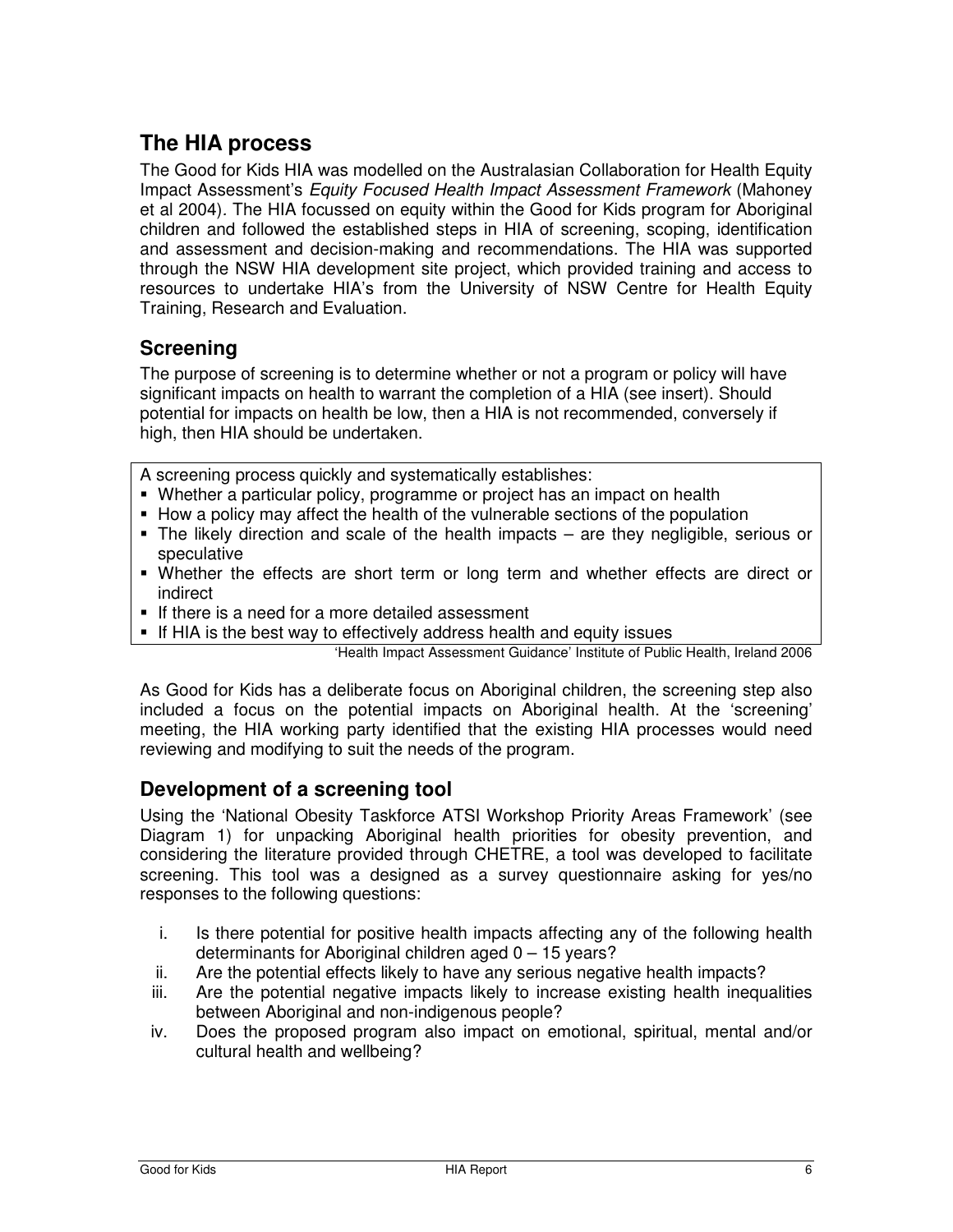## The HIA process

The Good for Kids HIA was modelled on the Australasian Collaboration for Health Equity Impact Assessment's *Equity Focused Health Impact Assessment Framework* (Mahoney et al 2004). The HIA focussed on equity within the Good for Kids program for Aboriginal children and followed the established steps in HIA of screening, scoping, identification and assessment and decision-making and recommendations. The HIA was supported through the NSW HIA development site project, which provided training and access to resources to undertake HIA's from the University of NSW Centre for Health Equity Training, Research and Evaluation.

### Screening

The purpose of screening is to determine whether or not a program or policy will have significant impacts on health to warrant the completion of a HIA (see insert). Should potential for impacts on health be low, then a HIA is not recommended, conversely if high, then HIA should be undertaken.

A screening process quickly and systematically establishes:

- Whether a particular policy, programme or project has an impact on health
- How a policy may affect the health of the vulnerable sections of the population
- The likely direction and scale of the health impacts – are they negligible, serious or speculative
- Whether the effects are short term or long term and whether effects are direct or indirect
- If there is a need for a more detailed assessment
- If HIA is the best way to effectively address health and equity issues

'Health Impact Assessment Guidance' Institute of Public Health, Ireland 2006

As Good for Kids has a deliberate focus on Aboriginal children, the screening step also included a focus on the potential impacts on Aboriginal health. At the 'screening' meeting, the HIA working party identified that the existing HIA processes would need reviewing and modifying to suit the needs of the program.

### Development of a screening tool

Using the 'National Obesity Taskforce ATSI Workshop Priority Areas Framework' (see Diagram 1) for unpacking Aboriginal health priorities for obesity prevention, and considering the literature provided through CHETRE, a tool was developed to facilitate screening. This tool was a designed as a survey questionnaire asking for yes/no responses to the following questions:

i. Is there potential for positive health impacts affecting any of the following health determinants for Aboriginal children aged 0 – 15 years?
ii. Are the potential effects likely to have any serious negative health impacts?
iii. Are the potential negative impacts likely to increase existing health inequalities between Aboriginal and non-indigenous people?
iv. Does the proposed program also impact on emotional, spiritual, mental and/or cultural health and wellbeing?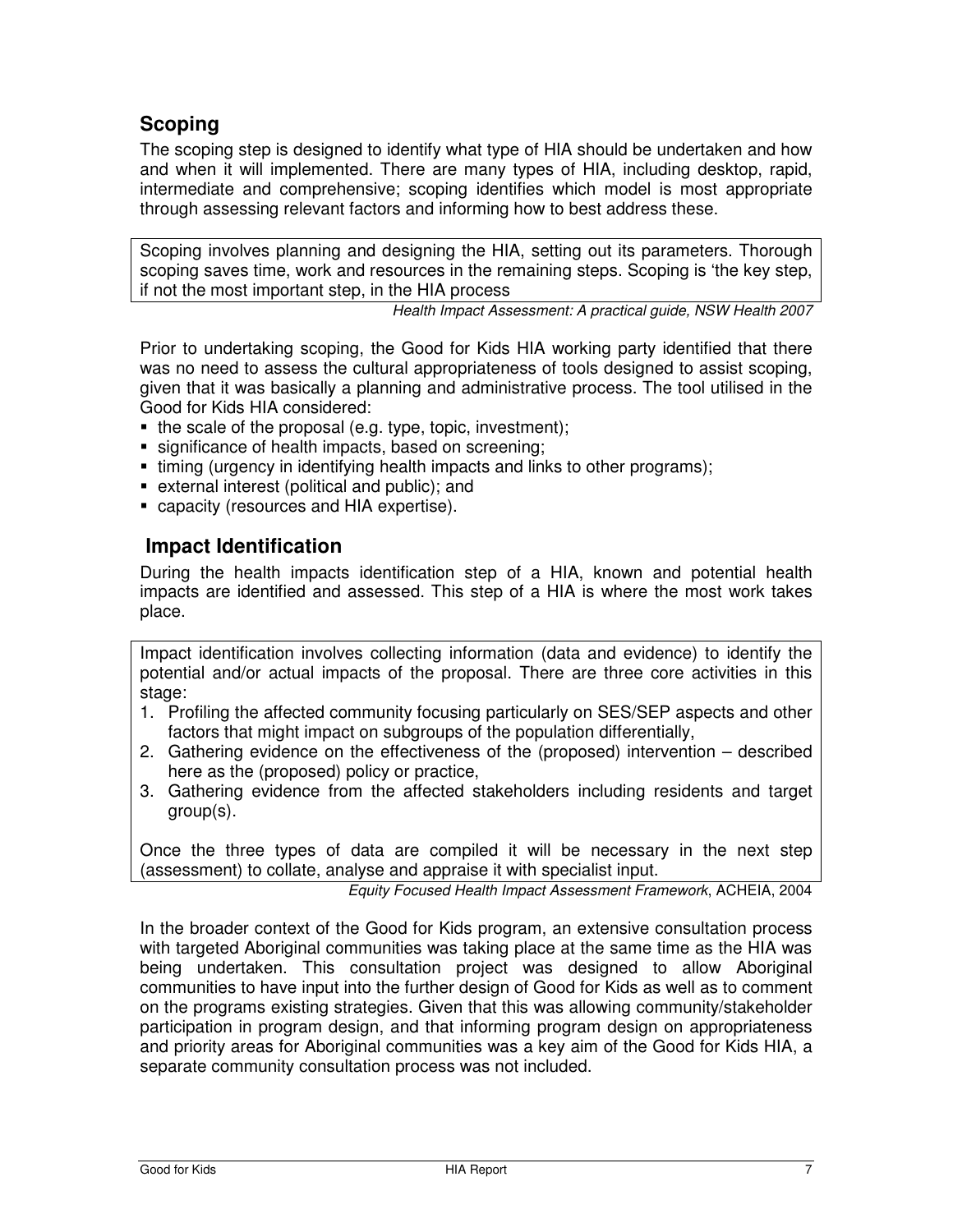## Scoping

The scoping step is designed to identify what type of HIA should be undertaken and how and when it will implemented. There are many types of HIA, including desktop, rapid, intermediate and comprehensive; scoping identifies which model is most appropriate through assessing relevant factors and informing how to best address these.

> Scoping involves planning and designing the HIA, setting out its parameters. Thorough scoping saves time, work and resources in the remaining steps. Scoping is 'the key step, if not the most important step, in the HIA process
>
> *Health Impact Assessment: A practical guide, NSW Health 2007*

Prior to undertaking scoping, the Good for Kids HIA working party identified that there was no need to assess the cultural appropriateness of tools designed to assist scoping, given that it was basically a planning and administrative process. The tool utilised in the Good for Kids HIA considered:

- the scale of the proposal (e.g. type, topic, investment);
- significance of health impacts, based on screening;
- timing (urgency in identifying health impacts and links to other programs);
- external interest (political and public); and
- capacity (resources and HIA expertise).

## Impact Identification

During the health impacts identification step of a HIA, known and potential health impacts are identified and assessed. This step of a HIA is where the most work takes place.

> Impact identification involves collecting information (data and evidence) to identify the potential and/or actual impacts of the proposal. There are three core activities in this stage:
>
> 1. Profiling the affected community focusing particularly on SES/SEP aspects and other factors that might impact on subgroups of the population differentially,
> 2. Gathering evidence on the effectiveness of the (proposed) intervention – described here as the (proposed) policy or practice,
> 3. Gathering evidence from the affected stakeholders including residents and target group(s).
>
> Once the three types of data are compiled it will be necessary in the next step (assessment) to collate, analyse and appraise it with specialist input.
>
> *Equity Focused Health Impact Assessment Framework*, ACHEIA, 2004

In the broader context of the Good for Kids program, an extensive consultation process with targeted Aboriginal communities was taking place at the same time as the HIA was being undertaken. This consultation project was designed to allow Aboriginal communities to have input into the further design of Good for Kids as well as to comment on the programs existing strategies. Given that this was allowing community/stakeholder participation in program design, and that informing program design on appropriateness and priority areas for Aboriginal communities was a key aim of the Good for Kids HIA, a separate community consultation process was not included.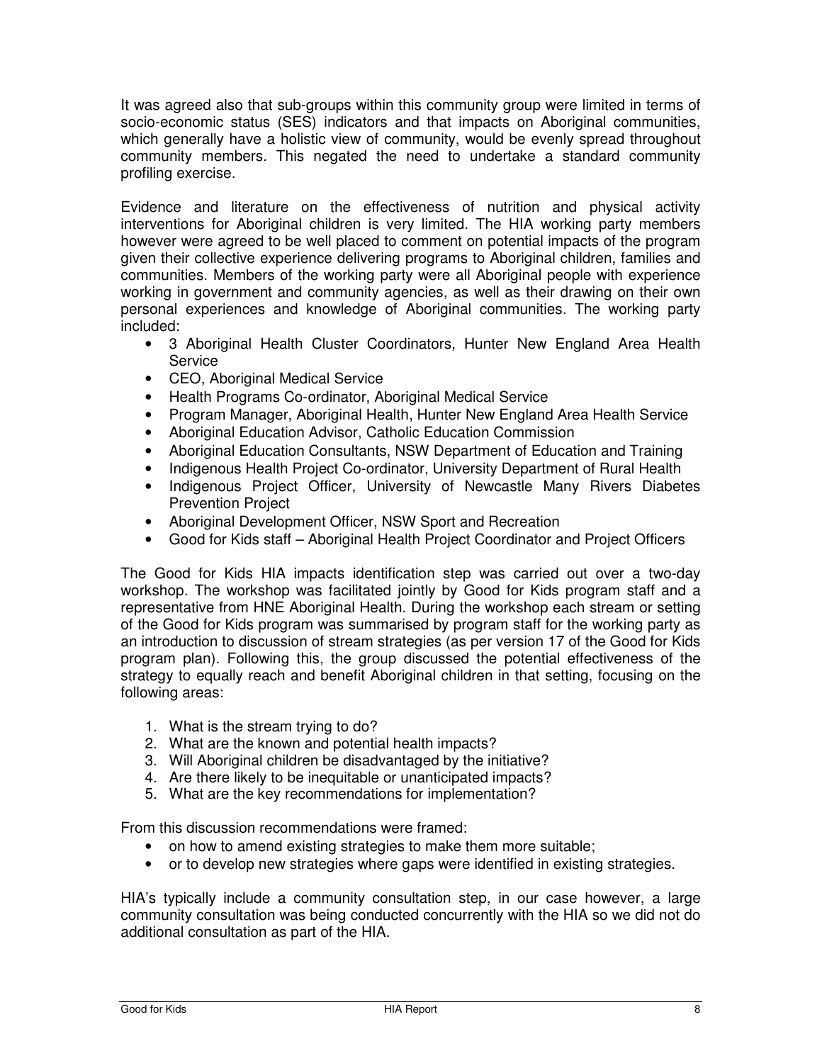It was agreed also that sub-groups within this community group were limited in terms of socio-economic status (SES) indicators and that impacts on Aboriginal communities, which generally have a holistic view of community, would be evenly spread throughout community members. This negated the need to undertake a standard community profiling exercise.

Evidence and literature on the effectiveness of nutrition and physical activity interventions for Aboriginal children is very limited. The HIA working party members however were agreed to be well placed to comment on potential impacts of the program given their collective experience delivering programs to Aboriginal children, families and communities. Members of the working party were all Aboriginal people with experience working in government and community agencies, as well as their drawing on their own personal experiences and knowledge of Aboriginal communities. The working party included:

- 3 Aboriginal Health Cluster Coordinators, Hunter New England Area Health Service
- CEO, Aboriginal Medical Service
- Health Programs Co-ordinator, Aboriginal Medical Service
- Program Manager, Aboriginal Health, Hunter New England Area Health Service
- Aboriginal Education Advisor, Catholic Education Commission
- Aboriginal Education Consultants, NSW Department of Education and Training
- Indigenous Health Project Co-ordinator, University Department of Rural Health
- Indigenous Project Officer, University of Newcastle Many Rivers Diabetes Prevention Project
- Aboriginal Development Officer, NSW Sport and Recreation
- Good for Kids staff – Aboriginal Health Project Coordinator and Project Officers

The Good for Kids HIA impacts identification step was carried out over a two-day workshop. The workshop was facilitated jointly by Good for Kids program staff and a representative from HNE Aboriginal Health. During the workshop each stream or setting of the Good for Kids program was summarised by program staff for the working party as an introduction to discussion of stream strategies (as per version 17 of the Good for Kids program plan). Following this, the group discussed the potential effectiveness of the strategy to equally reach and benefit Aboriginal children in that setting, focusing on the following areas:

1. What is the stream trying to do?
2. What are the known and potential health impacts?
3. Will Aboriginal children be disadvantaged by the initiative?
4. Are there likely to be inequitable or unanticipated impacts?
5. What are the key recommendations for implementation?

From this discussion recommendations were framed:

- on how to amend existing strategies to make them more suitable;
- or to develop new strategies where gaps were identified in existing strategies.

HIA's typically include a community consultation step, in our case however, a large community consultation was being conducted concurrently with the HIA so we did not do additional consultation as part of the HIA.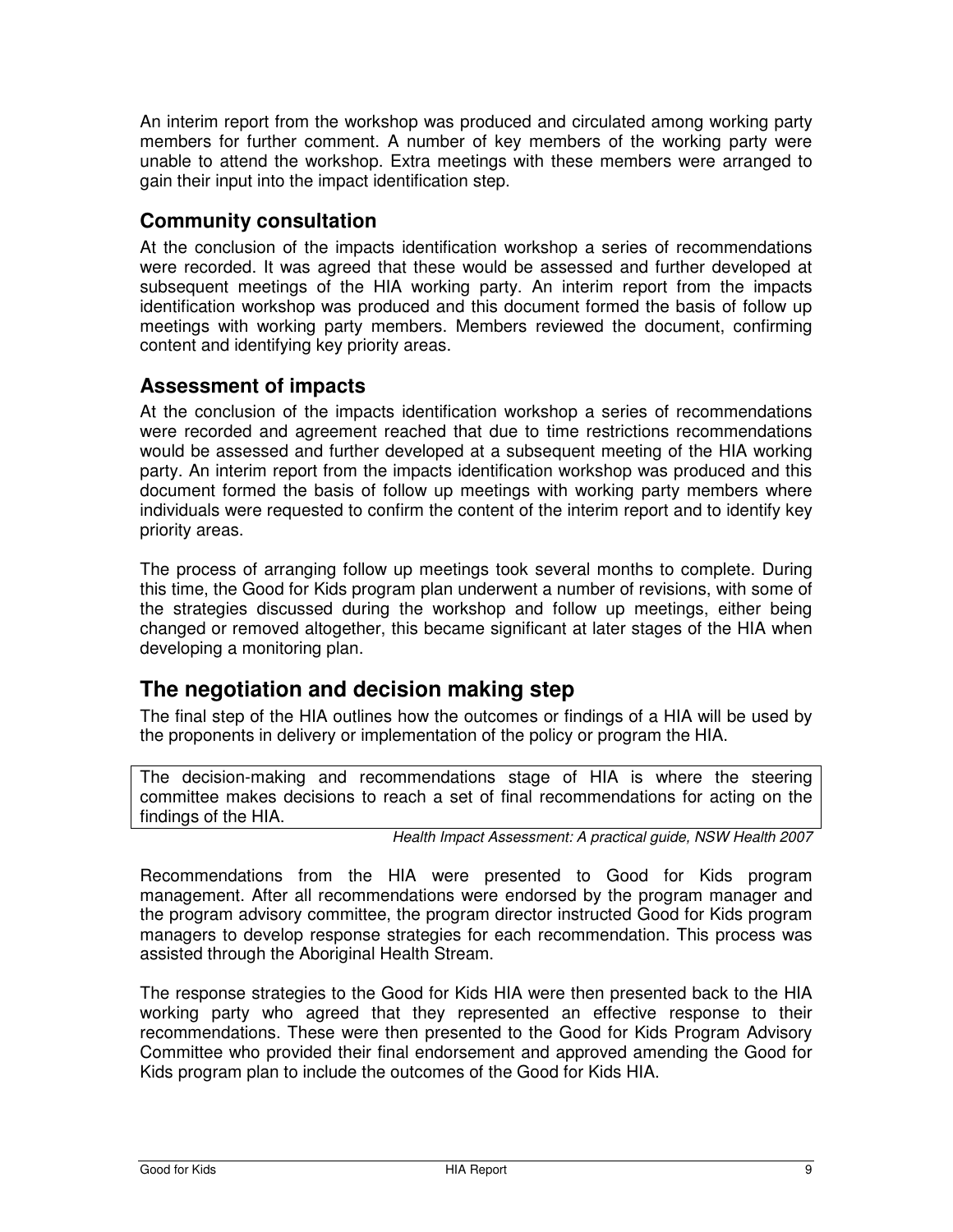An interim report from the workshop was produced and circulated among working party members for further comment. A number of key members of the working party were unable to attend the workshop. Extra meetings with these members were arranged to gain their input into the impact identification step.

## Community consultation

At the conclusion of the impacts identification workshop a series of recommendations were recorded. It was agreed that these would be assessed and further developed at subsequent meetings of the HIA working party. An interim report from the impacts identification workshop was produced and this document formed the basis of follow up meetings with working party members. Members reviewed the document, confirming content and identifying key priority areas.

## Assessment of impacts

At the conclusion of the impacts identification workshop a series of recommendations were recorded and agreement reached that due to time restrictions recommendations would be assessed and further developed at a subsequent meeting of the HIA working party. An interim report from the impacts identification workshop was produced and this document formed the basis of follow up meetings with working party members where individuals were requested to confirm the content of the interim report and to identify key priority areas.

The process of arranging follow up meetings took several months to complete. During this time, the Good for Kids program plan underwent a number of revisions, with some of the strategies discussed during the workshop and follow up meetings, either being changed or removed altogether, this became significant at later stages of the HIA when developing a monitoring plan.

# The negotiation and decision making step

The final step of the HIA outlines how the outcomes or findings of a HIA will be used by the proponents in delivery or implementation of the policy or program the HIA.

> The decision-making and recommendations stage of HIA is where the steering committee makes decisions to reach a set of final recommendations for acting on the findings of the HIA.

*Health Impact Assessment: A practical guide, NSW Health 2007*

Recommendations from the HIA were presented to Good for Kids program management. After all recommendations were endorsed by the program manager and the program advisory committee, the program director instructed Good for Kids program managers to develop response strategies for each recommendation. This process was assisted through the Aboriginal Health Stream.

The response strategies to the Good for Kids HIA were then presented back to the HIA working party who agreed that they represented an effective response to their recommendations. These were then presented to the Good for Kids Program Advisory Committee who provided their final endorsement and approved amending the Good for Kids program plan to include the outcomes of the Good for Kids HIA.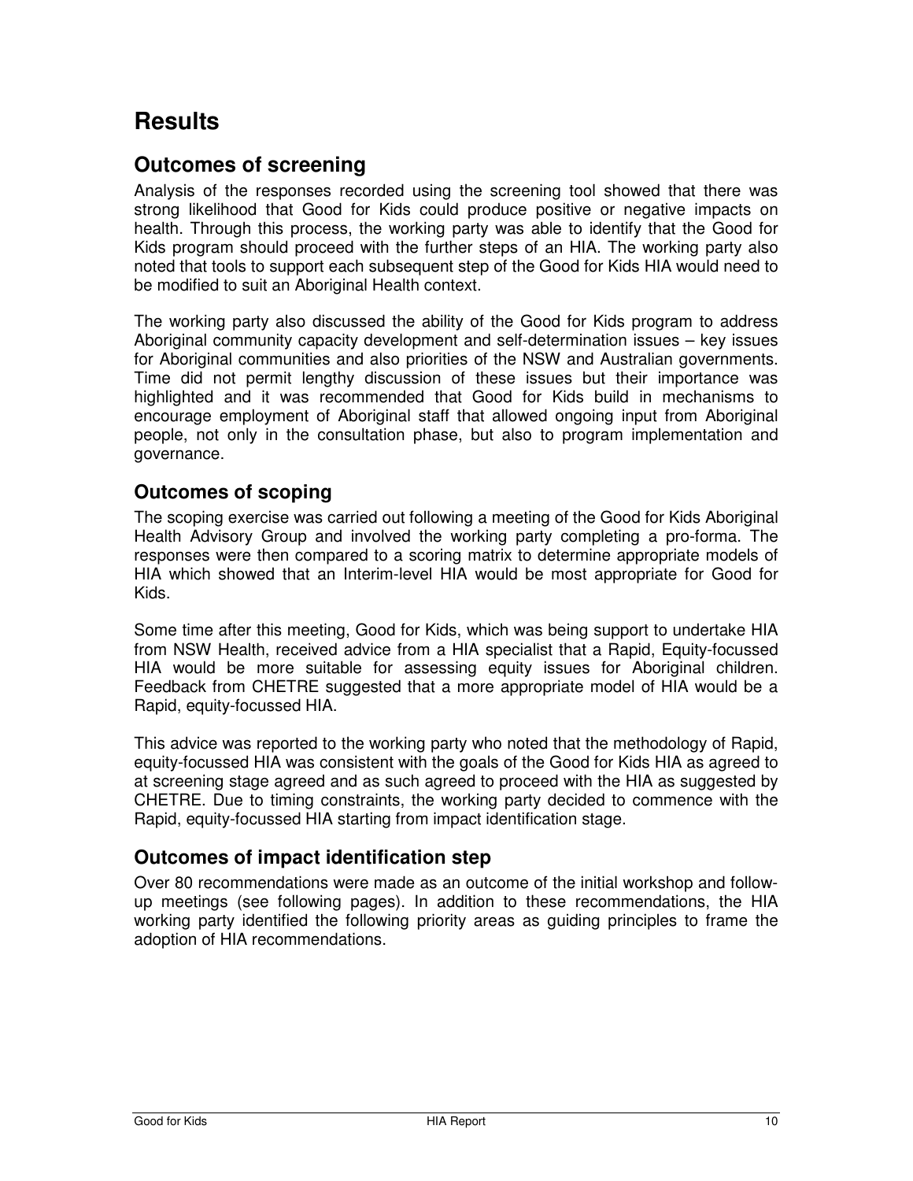# Results

## Outcomes of screening

Analysis of the responses recorded using the screening tool showed that there was strong likelihood that Good for Kids could produce positive or negative impacts on health. Through this process, the working party was able to identify that the Good for Kids program should proceed with the further steps of an HIA. The working party also noted that tools to support each subsequent step of the Good for Kids HIA would need to be modified to suit an Aboriginal Health context.

The working party also discussed the ability of the Good for Kids program to address Aboriginal community capacity development and self-determination issues – key issues for Aboriginal communities and also priorities of the NSW and Australian governments. Time did not permit lengthy discussion of these issues but their importance was highlighted and it was recommended that Good for Kids build in mechanisms to encourage employment of Aboriginal staff that allowed ongoing input from Aboriginal people, not only in the consultation phase, but also to program implementation and governance.

## Outcomes of scoping

The scoping exercise was carried out following a meeting of the Good for Kids Aboriginal Health Advisory Group and involved the working party completing a pro-forma. The responses were then compared to a scoring matrix to determine appropriate models of HIA which showed that an Interim-level HIA would be most appropriate for Good for Kids.

Some time after this meeting, Good for Kids, which was being support to undertake HIA from NSW Health, received advice from a HIA specialist that a Rapid, Equity-focussed HIA would be more suitable for assessing equity issues for Aboriginal children. Feedback from CHETRE suggested that a more appropriate model of HIA would be a Rapid, equity-focussed HIA.

This advice was reported to the working party who noted that the methodology of Rapid, equity-focussed HIA was consistent with the goals of the Good for Kids HIA as agreed to at screening stage agreed and as such agreed to proceed with the HIA as suggested by CHETRE. Due to timing constraints, the working party decided to commence with the Rapid, equity-focussed HIA starting from impact identification stage.

## Outcomes of impact identification step

Over 80 recommendations were made as an outcome of the initial workshop and follow-up meetings (see following pages). In addition to these recommendations, the HIA working party identified the following priority areas as guiding principles to frame the adoption of HIA recommendations.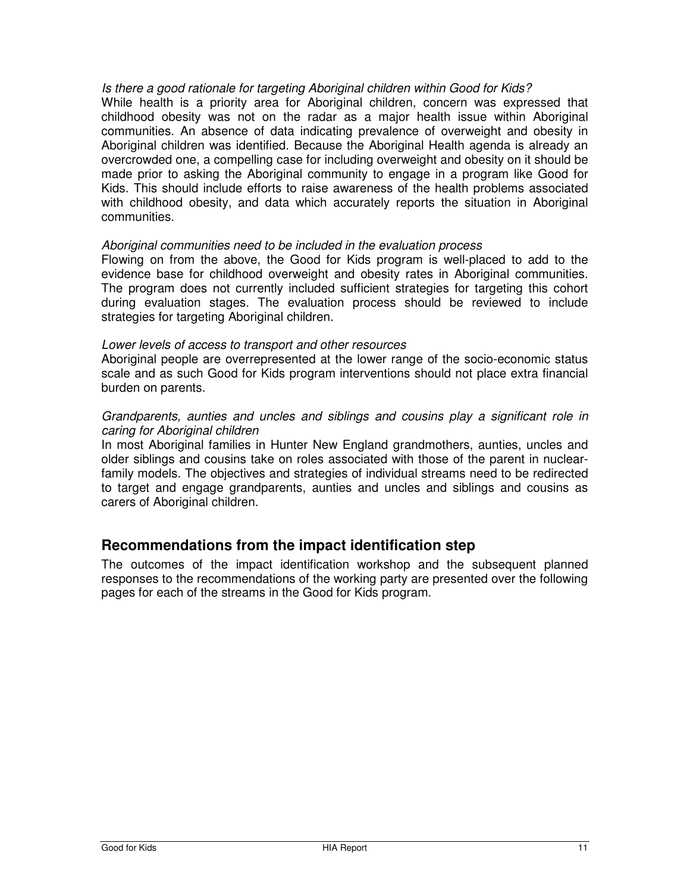*Is there a good rationale for targeting Aboriginal children within Good for Kids?*

While health is a priority area for Aboriginal children, concern was expressed that childhood obesity was not on the radar as a major health issue within Aboriginal communities. An absence of data indicating prevalence of overweight and obesity in Aboriginal children was identified. Because the Aboriginal Health agenda is already an overcrowded one, a compelling case for including overweight and obesity on it should be made prior to asking the Aboriginal community to engage in a program like Good for Kids. This should include efforts to raise awareness of the health problems associated with childhood obesity, and data which accurately reports the situation in Aboriginal communities.

*Aboriginal communities need to be included in the evaluation process*

Flowing on from the above, the Good for Kids program is well-placed to add to the evidence base for childhood overweight and obesity rates in Aboriginal communities. The program does not currently included sufficient strategies for targeting this cohort during evaluation stages. The evaluation process should be reviewed to include strategies for targeting Aboriginal children.

*Lower levels of access to transport and other resources*

Aboriginal people are overrepresented at the lower range of the socio-economic status scale and as such Good for Kids program interventions should not place extra financial burden on parents.

*Grandparents, aunties and uncles and siblings and cousins play a significant role in caring for Aboriginal children*

In most Aboriginal families in Hunter New England grandmothers, aunties, uncles and older siblings and cousins take on roles associated with those of the parent in nuclear-family models. The objectives and strategies of individual streams need to be redirected to target and engage grandparents, aunties and uncles and siblings and cousins as carers of Aboriginal children.

## Recommendations from the impact identification step

The outcomes of the impact identification workshop and the subsequent planned responses to the recommendations of the working party are presented over the following pages for each of the streams in the Good for Kids program.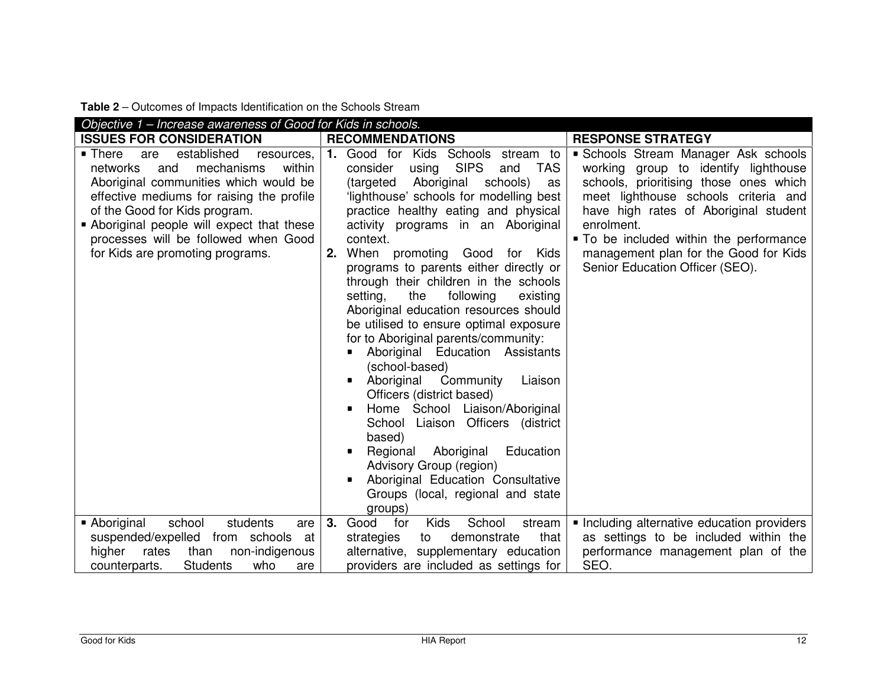**Table 2** – Outcomes of Impacts Identification on the Schools Stream

| *Objective 1 – Increase awareness of Good for Kids in schools.* | | |
|---|---|---|
| **ISSUES FOR CONSIDERATION** | **RECOMMENDATIONS** | **RESPONSE STRATEGY** |
| ▪ There are established resources, networks and mechanisms within Aboriginal communities which would be effective mediums for raising the profile of the Good for Kids program.<br>▪ Aboriginal people will expect that these processes will be followed when Good for Kids are promoting programs. | **1.** Good for Kids Schools stream to consider using SIPS and TAS (targeted Aboriginal schools) as 'lighthouse' schools for modelling best practice healthy eating and physical activity programs in an Aboriginal context.<br>**2.** When promoting Good for Kids programs to parents either directly or through their children in the schools setting, the following existing Aboriginal education resources should be utilised to ensure optimal exposure for to Aboriginal parents/community:<br>▪ Aboriginal Education Assistants (school-based)<br>▪ Aboriginal Community Liaison Officers (district based)<br>▪ Home School Liaison/Aboriginal School Liaison Officers (district based)<br>▪ Regional Aboriginal Education Advisory Group (region)<br>▪ Aboriginal Education Consultative Groups (local, regional and state groups) | ▪ Schools Stream Manager Ask schools working group to identify lighthouse schools, prioritising those ones which meet lighthouse schools criteria and have high rates of Aboriginal student enrolment.<br>▪ To be included within the performance management plan for the Good for Kids Senior Education Officer (SEO). |
| ▪ Aboriginal school students are suspended/expelled from schools at higher rates than non-indigenous counterparts. Students who are | **3.** Good for Kids School stream strategies to demonstrate that alternative, supplementary education providers are included as settings for | ▪ Including alternative education providers as settings to be included within the performance management plan of the SEO. |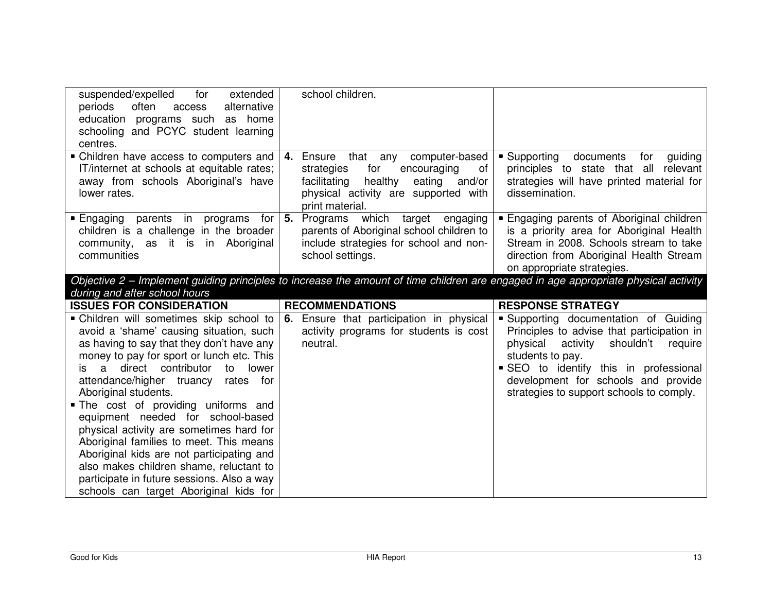| | | |
|---|---|---|
| suspended/expelled for extended periods often access alternative education programs such as home schooling and PCYC student learning centres. | school children. | |
| ▪ Children have access to computers and IT/internet at schools at equitable rates; away from schools Aboriginal's have lower rates. | **4.** Ensure that any computer-based strategies for encouraging of facilitating healthy eating and/or physical activity are supported with print material. | ▪ Supporting documents for guiding principles to state that all relevant strategies will have printed material for dissemination. |
| ▪ Engaging parents in programs for children is a challenge in the broader community, as it is in Aboriginal communities | **5.** Programs which target engaging parents of Aboriginal school children to include strategies for school and non-school settings. | ▪ Engaging parents of Aboriginal children is a priority area for Aboriginal Health Stream in 2008. Schools stream to take direction from Aboriginal Health Stream on appropriate strategies. |
| *Objective 2 – Implement guiding principles to increase the amount of time children are engaged in age appropriate physical activity during and after school hours* | | |
| **ISSUES FOR CONSIDERATION** | **RECOMMENDATIONS** | **RESPONSE STRATEGY** |
| ▪ Children will sometimes skip school to avoid a 'shame' causing situation, such as having to say that they don't have any money to pay for sport or lunch etc. This is a direct contributor to lower attendance/higher truancy rates for Aboriginal students.<br>▪ The cost of providing uniforms and equipment needed for school-based physical activity are sometimes hard for Aboriginal families to meet. This means Aboriginal kids are not participating and also makes children shame, reluctant to participate in future sessions. Also a way schools can target Aboriginal kids for | **6.** Ensure that participation in physical activity programs for students is cost neutral. | ▪ Supporting documentation of Guiding Principles to advise that participation in physical activity shouldn't require students to pay.<br>▪ SEO to identify this in professional development for schools and provide strategies to support schools to comply. |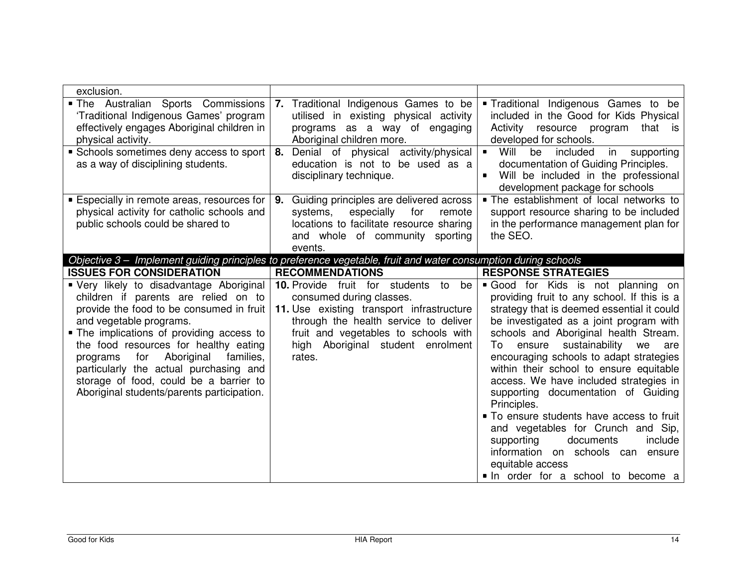| | | |
|---|---|---|
| exclusion. | | |
| ▪ The Australian Sports Commissions 'Traditional Indigenous Games' program effectively engages Aboriginal children in physical activity. | **7.** Traditional Indigenous Games to be utilised in existing physical activity programs as a way of engaging Aboriginal children more. | ▪ Traditional Indigenous Games to be included in the Good for Kids Physical Activity resource program that is developed for schools. |
| ▪ Schools sometimes deny access to sport as a way of disciplining students. | **8.** Denial of physical activity/physical education is not to be used as a disciplinary technique. | ▪ Will be included in supporting documentation of Guiding Principles.<br>▪ Will be included in the professional development package for schools |
| ▪ Especially in remote areas, resources for physical activity for catholic schools and public schools could be shared to | **9.** Guiding principles are delivered across systems, especially for remote locations to facilitate resource sharing and whole of community sporting events. | ▪ The establishment of local networks to support resource sharing to be included in the performance management plan for the SEO. |
| *Objective 3 – Implement guiding principles to preference vegetable, fruit and water consumption during schools* | | |
| **ISSUES FOR CONSIDERATION** | **RECOMMENDATIONS** | **RESPONSE STRATEGIES** |
| ▪ Very likely to disadvantage Aboriginal children if parents are relied on to provide the food to be consumed in fruit and vegetable programs.<br>▪ The implications of providing access to the food resources for healthy eating programs for Aboriginal families, particularly the actual purchasing and storage of food, could be a barrier to Aboriginal students/parents participation. | **10.** Provide fruit for students to be consumed during classes.<br>**11.** Use existing transport infrastructure through the health service to deliver fruit and vegetables to schools with high Aboriginal student enrolment rates. | ▪ Good for Kids is not planning on providing fruit to any school. If this is a strategy that is deemed essential it could be investigated as a joint program with schools and Aboriginal health Stream. To ensure sustainability we are encouraging schools to adapt strategies within their school to ensure equitable access. We have included strategies in supporting documentation of Guiding Principles.<br>▪ To ensure students have access to fruit and vegetables for Crunch and Sip, supporting documents include information on schools can ensure equitable access<br>▪ In order for a school to become a |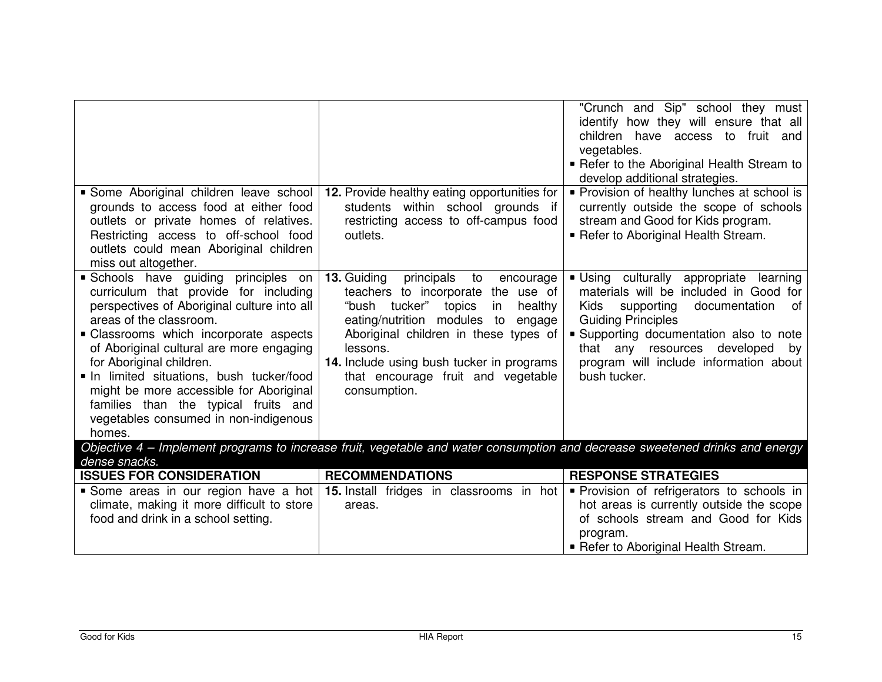| | | |
|---|---|---|
| | | "Crunch and Sip" school they must identify how they will ensure that all children have access to fruit and vegetables.<br>▪ Refer to the Aboriginal Health Stream to develop additional strategies. |
| ▪ Some Aboriginal children leave school grounds to access food at either food outlets or private homes of relatives. Restricting access to off-school food outlets could mean Aboriginal children miss out altogether. | **12.** Provide healthy eating opportunities for students within school grounds if restricting access to off-campus food outlets. | ▪ Provision of healthy lunches at school is currently outside the scope of schools stream and Good for Kids program.<br>▪ Refer to Aboriginal Health Stream. |
| ▪ Schools have guiding principles on curriculum that provide for including perspectives of Aboriginal culture into all areas of the classroom.<br>▪ Classrooms which incorporate aspects of Aboriginal cultural are more engaging for Aboriginal children.<br>▪ In limited situations, bush tucker/food might be more accessible for Aboriginal families than the typical fruits and vegetables consumed in non-indigenous homes. | **13.** Guiding principals to encourage teachers to incorporate the use of "bush tucker" topics in healthy eating/nutrition modules to engage Aboriginal children in these types of lessons.<br>**14.** Include using bush tucker in programs that encourage fruit and vegetable consumption. | ▪ Using culturally appropriate learning materials will be included in Good for Kids supporting documentation of Guiding Principles<br>▪ Supporting documentation also to note that any resources developed by program will include information about bush tucker. |
| *Objective 4 – Implement programs to increase fruit, vegetable and water consumption and decrease sweetened drinks and energy dense snacks.* | | |
| **ISSUES FOR CONSIDERATION** | **RECOMMENDATIONS** | **RESPONSE STRATEGIES** |
| ▪ Some areas in our region have a hot climate, making it more difficult to store food and drink in a school setting. | **15.** Install fridges in classrooms in hot areas. | ▪ Provision of refrigerators to schools in hot areas is currently outside the scope of schools stream and Good for Kids program.<br>▪ Refer to Aboriginal Health Stream. |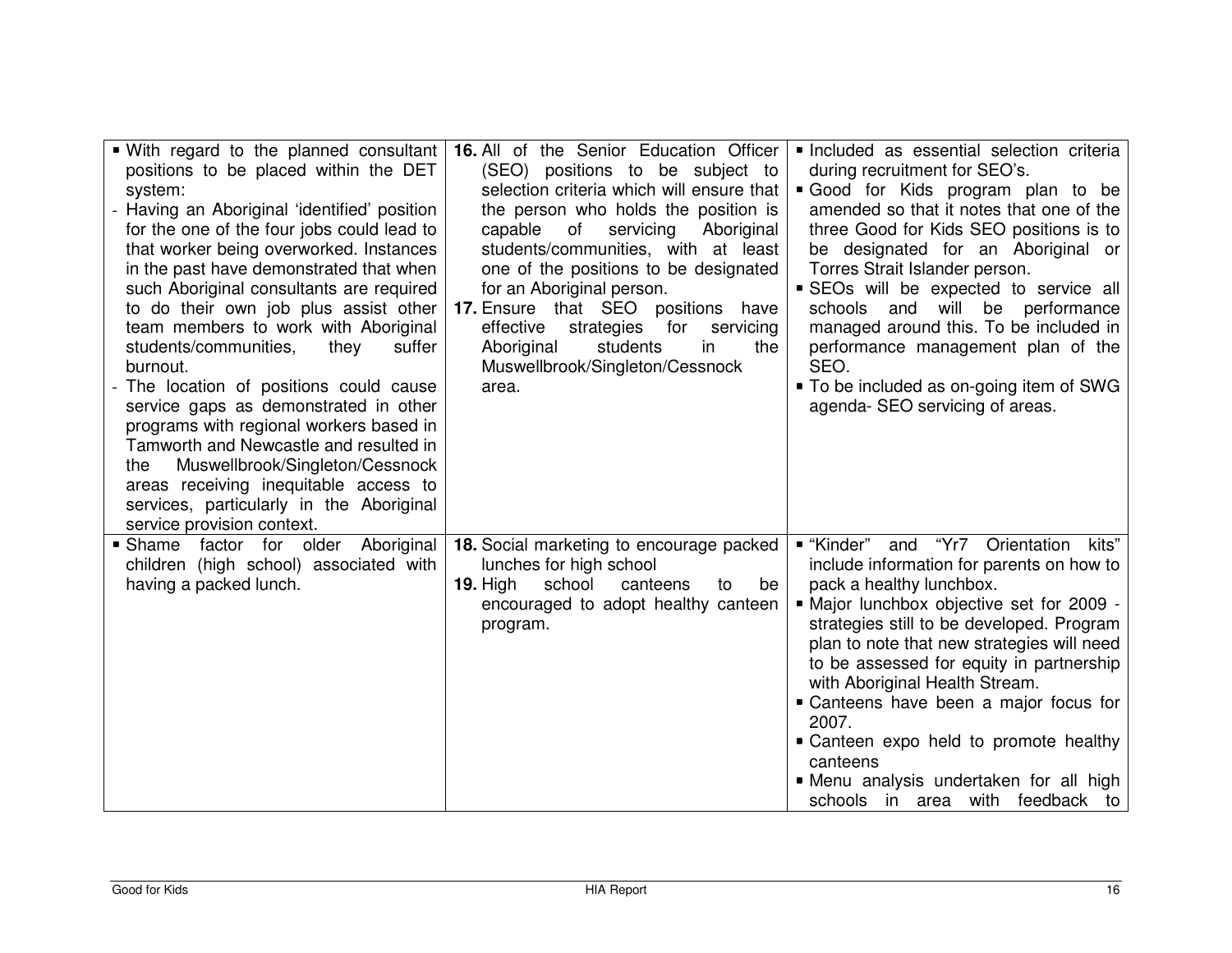| | | |
|---|---|---|
| ▪ With regard to the planned consultant positions to be placed within the DET system:<br>- Having an Aboriginal 'identified' position for the one of the four jobs could lead to that worker being overworked. Instances in the past have demonstrated that when such Aboriginal consultants are required to do their own job plus assist other team members to work with Aboriginal students/communities, they suffer burnout.<br>- The location of positions could cause service gaps as demonstrated in other programs with regional workers based in Tamworth and Newcastle and resulted in the Muswellbrook/Singleton/Cessnock areas receiving inequitable access to services, particularly in the Aboriginal service provision context. | **16.** All of the Senior Education Officer (SEO) positions to be subject to selection criteria which will ensure that the person who holds the position is capable of servicing Aboriginal students/communities, with at least one of the positions to be designated for an Aboriginal person.<br>**17.** Ensure that SEO positions have effective strategies for servicing Aboriginal students in the Muswellbrook/Singleton/Cessnock area. | ▪ Included as essential selection criteria during recruitment for SEO's.<br>▪ Good for Kids program plan to be amended so that it notes that one of the three Good for Kids SEO positions is to be designated for an Aboriginal or Torres Strait Islander person.<br>▪ SEOs will be expected to service all schools and will be performance managed around this. To be included in performance management plan of the SEO.<br>▪ To be included as on-going item of SWG agenda- SEO servicing of areas. |
| ▪ Shame factor for older Aboriginal children (high school) associated with having a packed lunch. | **18.** Social marketing to encourage packed lunches for high school<br>**19.** High school canteens to be encouraged to adopt healthy canteen program. | ▪ "Kinder" and "Yr7 Orientation kits" include information for parents on how to pack a healthy lunchbox.<br>▪ Major lunchbox objective set for 2009 - strategies still to be developed. Program plan to note that new strategies will need to be assessed for equity in partnership with Aboriginal Health Stream.<br>▪ Canteens have been a major focus for 2007.<br>▪ Canteen expo held to promote healthy canteens<br>▪ Menu analysis undertaken for all high schools in area with feedback to |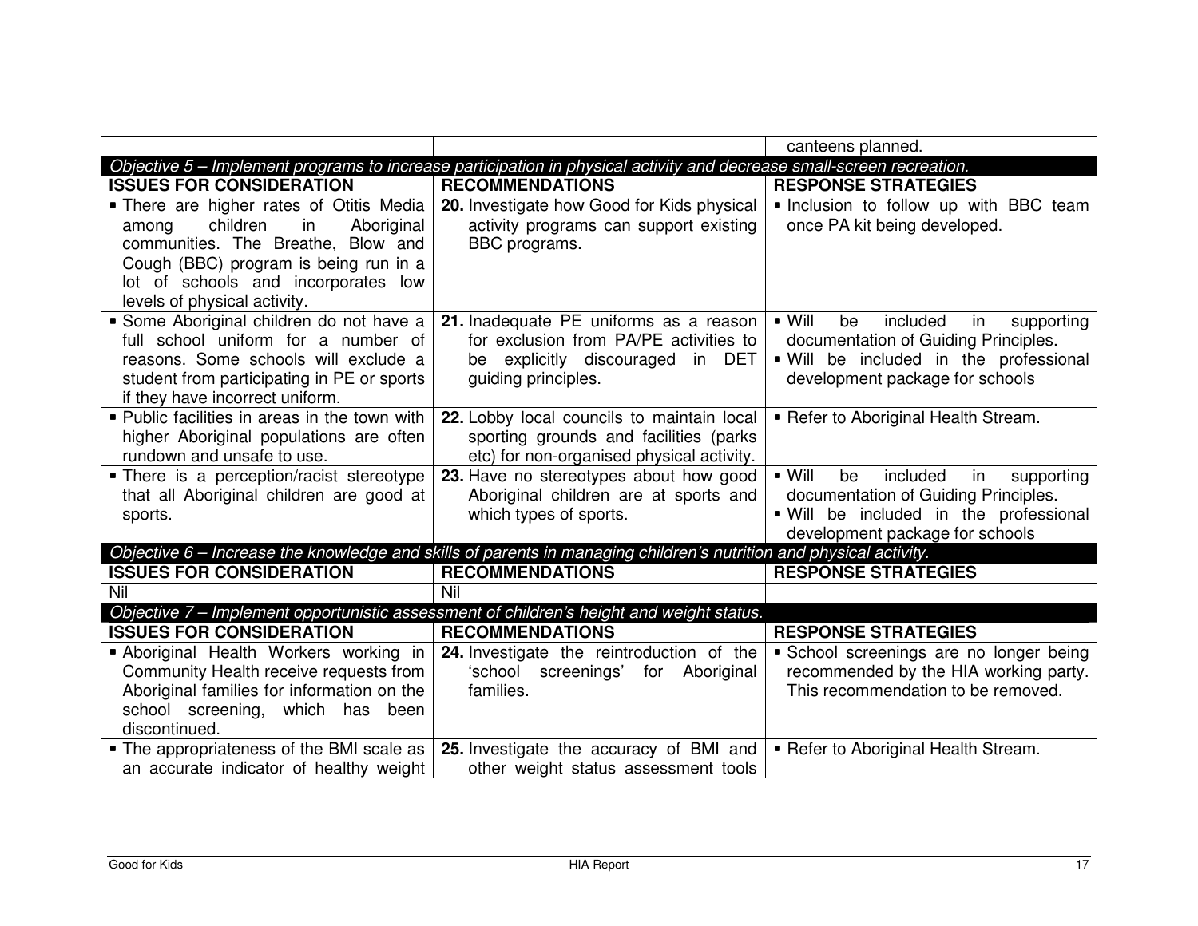| | | canteens planned. |
|---|---|---|
| *Objective 5 – Implement programs to increase participation in physical activity and decrease small-screen recreation.* | | |
| **ISSUES FOR CONSIDERATION** | **RECOMMENDATIONS** | **RESPONSE STRATEGIES** |
| ▪ There are higher rates of Otitis Media among children in Aboriginal communities. The Breathe, Blow and Cough (BBC) program is being run in a lot of schools and incorporates low levels of physical activity. | **20.** Investigate how Good for Kids physical activity programs can support existing BBC programs. | ▪ Inclusion to follow up with BBC team once PA kit being developed. |
| ▪ Some Aboriginal children do not have a full school uniform for a number of reasons. Some schools will exclude a student from participating in PE or sports if they have incorrect uniform. | **21.** Inadequate PE uniforms as a reason for exclusion from PA/PE activities to be explicitly discouraged in DET guiding principles. | ▪ Will be included in supporting documentation of Guiding Principles.<br>▪ Will be included in the professional development package for schools |
| ▪ Public facilities in areas in the town with higher Aboriginal populations are often rundown and unsafe to use. | **22.** Lobby local councils to maintain local sporting grounds and facilities (parks etc) for non-organised physical activity. | ▪ Refer to Aboriginal Health Stream. |
| ▪ There is a perception/racist stereotype that all Aboriginal children are good at sports. | **23.** Have no stereotypes about how good Aboriginal children are at sports and which types of sports. | ▪ Will be included in supporting documentation of Guiding Principles.<br>▪ Will be included in the professional development package for schools |
| *Objective 6 – Increase the knowledge and skills of parents in managing children's nutrition and physical activity.* | | |
| **ISSUES FOR CONSIDERATION** | **RECOMMENDATIONS** | **RESPONSE STRATEGIES** |
| Nil | Nil | |
| *Objective 7 – Implement opportunistic assessment of children's height and weight status.* | | |
| **ISSUES FOR CONSIDERATION** | **RECOMMENDATIONS** | **RESPONSE STRATEGIES** |
| ▪ Aboriginal Health Workers working in Community Health receive requests from Aboriginal families for information on the school screening, which has been discontinued. | **24.** Investigate the reintroduction of the 'school screenings' for Aboriginal families. | ▪ School screenings are no longer being recommended by the HIA working party. This recommendation to be removed. |
| ▪ The appropriateness of the BMI scale as an accurate indicator of healthy weight | **25.** Investigate the accuracy of BMI and other weight status assessment tools | ▪ Refer to Aboriginal Health Stream. |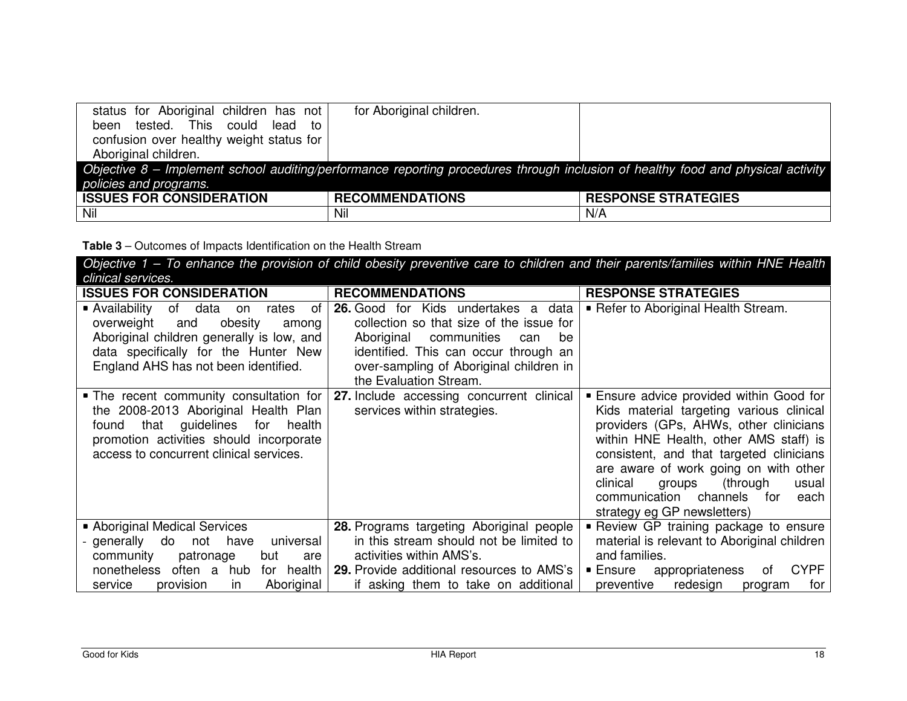| | | |
|---|---|---|
| status for Aboriginal children has not been tested. This could lead to confusion over healthy weight status for Aboriginal children. | for Aboriginal children. | |
| *Objective 8 – Implement school auditing/performance reporting procedures through inclusion of healthy food and physical activity policies and programs.* | | |
| **ISSUES FOR CONSIDERATION** | **RECOMMENDATIONS** | **RESPONSE STRATEGIES** |
| Nil | Nil | N/A |

**Table 3** – Outcomes of Impacts Identification on the Health Stream

| *Objective 1 – To enhance the provision of child obesity preventive care to children and their parents/families within HNE Health clinical services.* | | |
|---|---|---|
| **ISSUES FOR CONSIDERATION** | **RECOMMENDATIONS** | **RESPONSE STRATEGIES** |
| ▪ Availability of data on rates of overweight and obesity among Aboriginal children generally is low, and data specifically for the Hunter New England AHS has not been identified. | **26.** Good for Kids undertakes a data collection so that size of the issue for Aboriginal communities can be identified. This can occur through an over-sampling of Aboriginal children in the Evaluation Stream. | ▪ Refer to Aboriginal Health Stream. |
| ▪ The recent community consultation for the 2008-2013 Aboriginal Health Plan found that guidelines for health promotion activities should incorporate access to concurrent clinical services. | **27.** Include accessing concurrent clinical services within strategies. | ▪ Ensure advice provided within Good for Kids material targeting various clinical providers (GPs, AHWs, other clinicians within HNE Health, other AMS staff) is consistent, and that targeted clinicians are aware of work going on with other clinical groups (through usual communication channels for each strategy eg GP newsletters) |
| ▪ Aboriginal Medical Services<br>- generally do not have universal community patronage but are nonetheless often a hub for health service provision in Aboriginal | **28.** Programs targeting Aboriginal people in this stream should not be limited to activities within AMS's.<br>**29.** Provide additional resources to AMS's if asking them to take on additional | ▪ Review GP training package to ensure material is relevant to Aboriginal children and families.<br>▪ Ensure appropriateness of CYPF preventive redesign program for |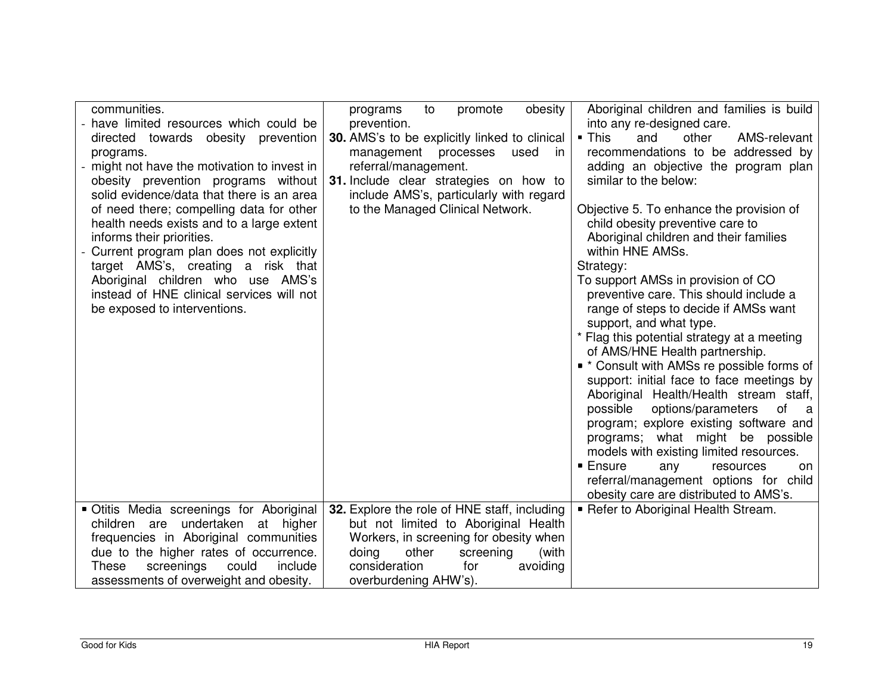| | | |
|---|---|---|
| communities.<br>- have limited resources which could be directed towards obesity prevention programs.<br>- might not have the motivation to invest in obesity prevention programs without solid evidence/data that there is an area of need there; compelling data for other health needs exists and to a large extent informs their priorities.<br>- Current program plan does not explicitly target AMS's, creating a risk that Aboriginal children who use AMS's instead of HNE clinical services will not be exposed to interventions. | programs to promote obesity prevention.<br>**30.** AMS's to be explicitly linked to clinical management processes used in referral/management.<br>**31.** Include clear strategies on how to include AMS's, particularly with regard to the Managed Clinical Network. | Aboriginal children and families is build into any re-designed care.<br>▪ This and other AMS-relevant recommendations to be addressed by adding an objective the program plan similar to the below:<br><br>Objective 5. To enhance the provision of child obesity preventive care to Aboriginal children and their families within HNE AMSs.<br>Strategy:<br>To support AMSs in provision of CO preventive care. This should include a range of steps to decide if AMSs want support, and what type.<br>* Flag this potential strategy at a meeting of AMS/HNE Health partnership.<br>▪ * Consult with AMSs re possible forms of support: initial face to face meetings by Aboriginal Health/Health stream staff, possible options/parameters of a program; explore existing software and programs; what might be possible models with existing limited resources.<br>▪ Ensure any resources on referral/management options for child obesity care are distributed to AMS's. |
| ▪ Otitis Media screenings for Aboriginal children are undertaken at higher frequencies in Aboriginal communities due to the higher rates of occurrence. These screenings could include assessments of overweight and obesity. | **32.** Explore the role of HNE staff, including but not limited to Aboriginal Health Workers, in screening for obesity when doing other screening (with consideration for avoiding overburdening AHW's). | ▪ Refer to Aboriginal Health Stream. |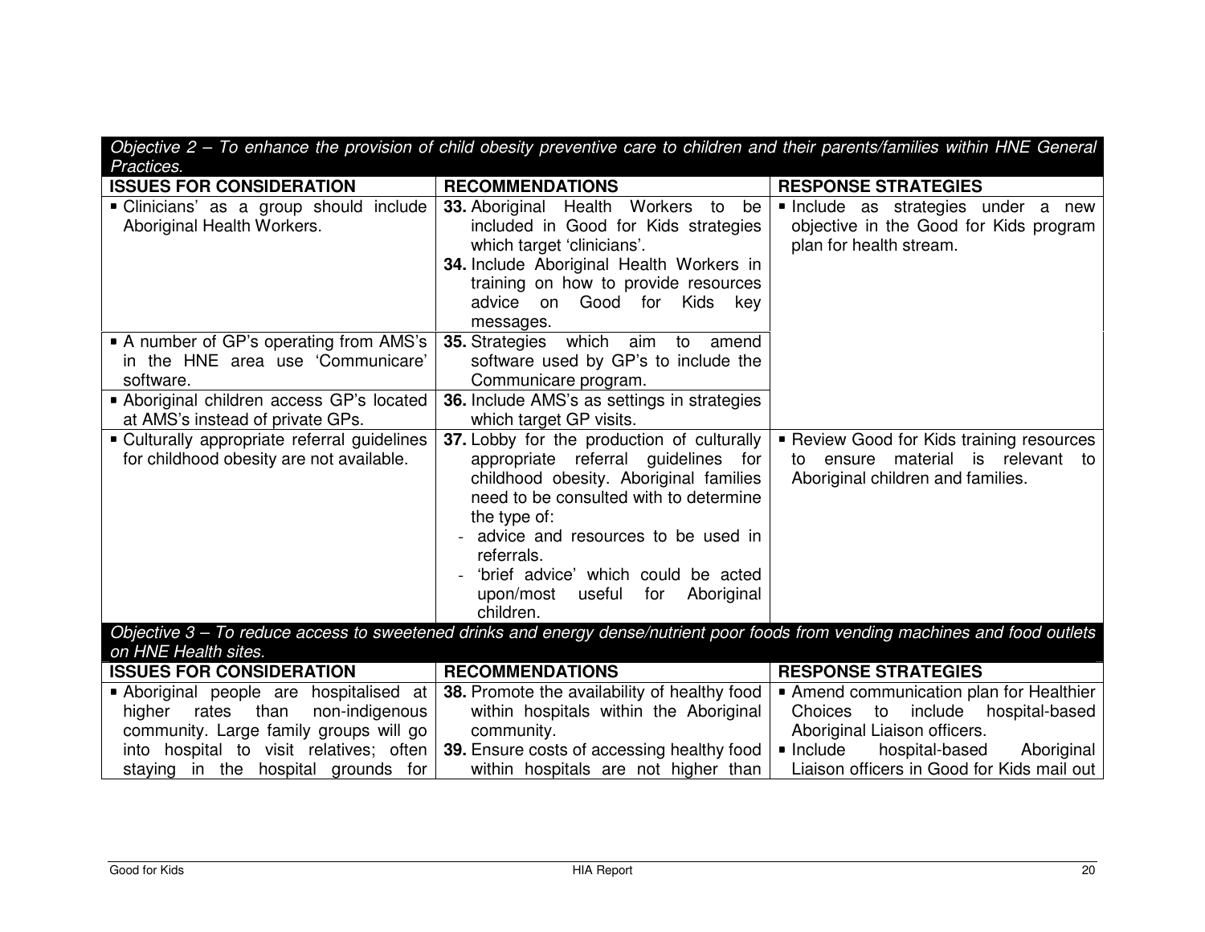| *Objective 2 – To enhance the provision of child obesity preventive care to children and their parents/families within HNE General Practices.* | | |
|---|---|---|
| **ISSUES FOR CONSIDERATION** | **RECOMMENDATIONS** | **RESPONSE STRATEGIES** |
| ▪ Clinicians' as a group should include Aboriginal Health Workers. | **33.** Aboriginal Health Workers to be included in Good for Kids strategies which target 'clinicians'.<br>**34.** Include Aboriginal Health Workers in training on how to provide resources advice on Good for Kids key messages. | ▪ Include as strategies under a new objective in the Good for Kids program plan for health stream. |
| ▪ A number of GP's operating from AMS's in the HNE area use 'Communicare' software. | **35.** Strategies which aim to amend software used by GP's to include the Communicare program. | |
| ▪ Aboriginal children access GP's located at AMS's instead of private GPs. | **36.** Include AMS's as settings in strategies which target GP visits. | |
| ▪ Culturally appropriate referral guidelines for childhood obesity are not available. | **37.** Lobby for the production of culturally appropriate referral guidelines for childhood obesity. Aboriginal families need to be consulted with to determine the type of:<br>- advice and resources to be used in referrals.<br>- 'brief advice' which could be acted upon/most useful for Aboriginal children. | ▪ Review Good for Kids training resources to ensure material is relevant to Aboriginal children and families. |
| *Objective 3 – To reduce access to sweetened drinks and energy dense/nutrient poor foods from vending machines and food outlets on HNE Health sites.* | | |
| **ISSUES FOR CONSIDERATION** | **RECOMMENDATIONS** | **RESPONSE STRATEGIES** |
| ▪ Aboriginal people are hospitalised at higher rates than non-indigenous community. Large family groups will go into hospital to visit relatives; often staying in the hospital grounds for | **38.** Promote the availability of healthy food within hospitals within the Aboriginal community.<br>**39.** Ensure costs of accessing healthy food within hospitals are not higher than | ▪ Amend communication plan for Healthier Choices to include hospital-based Aboriginal Liaison officers.<br>▪ Include hospital-based Aboriginal Liaison officers in Good for Kids mail out |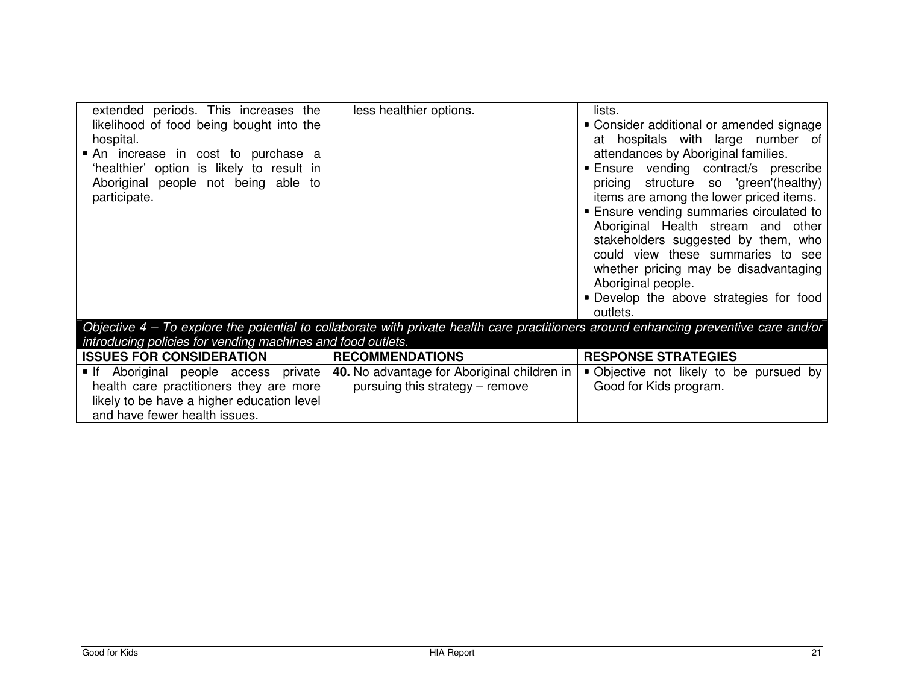| | | |
|---|---|---|
| extended periods. This increases the likelihood of food being bought into the hospital.<br>▪ An increase in cost to purchase a 'healthier' option is likely to result in Aboriginal people not being able to participate. | less healthier options. | lists.<br>▪ Consider additional or amended signage at hospitals with large number of attendances by Aboriginal families.<br>▪ Ensure vending contract/s prescribe pricing structure so 'green'(healthy) items are among the lower priced items.<br>▪ Ensure vending summaries circulated to Aboriginal Health stream and other stakeholders suggested by them, who could view these summaries to see whether pricing may be disadvantaging Aboriginal people.<br>▪ Develop the above strategies for food outlets. |
| *Objective 4 – To explore the potential to collaborate with private health care practitioners around enhancing preventive care and/or introducing policies for vending machines and food outlets.* | | |
| **ISSUES FOR CONSIDERATION** | **RECOMMENDATIONS** | **RESPONSE STRATEGIES** |
| ▪ If Aboriginal people access private health care practitioners they are more likely to be have a higher education level and have fewer health issues. | **40.** No advantage for Aboriginal children in pursuing this strategy – remove | ▪ Objective not likely to be pursued by Good for Kids program. |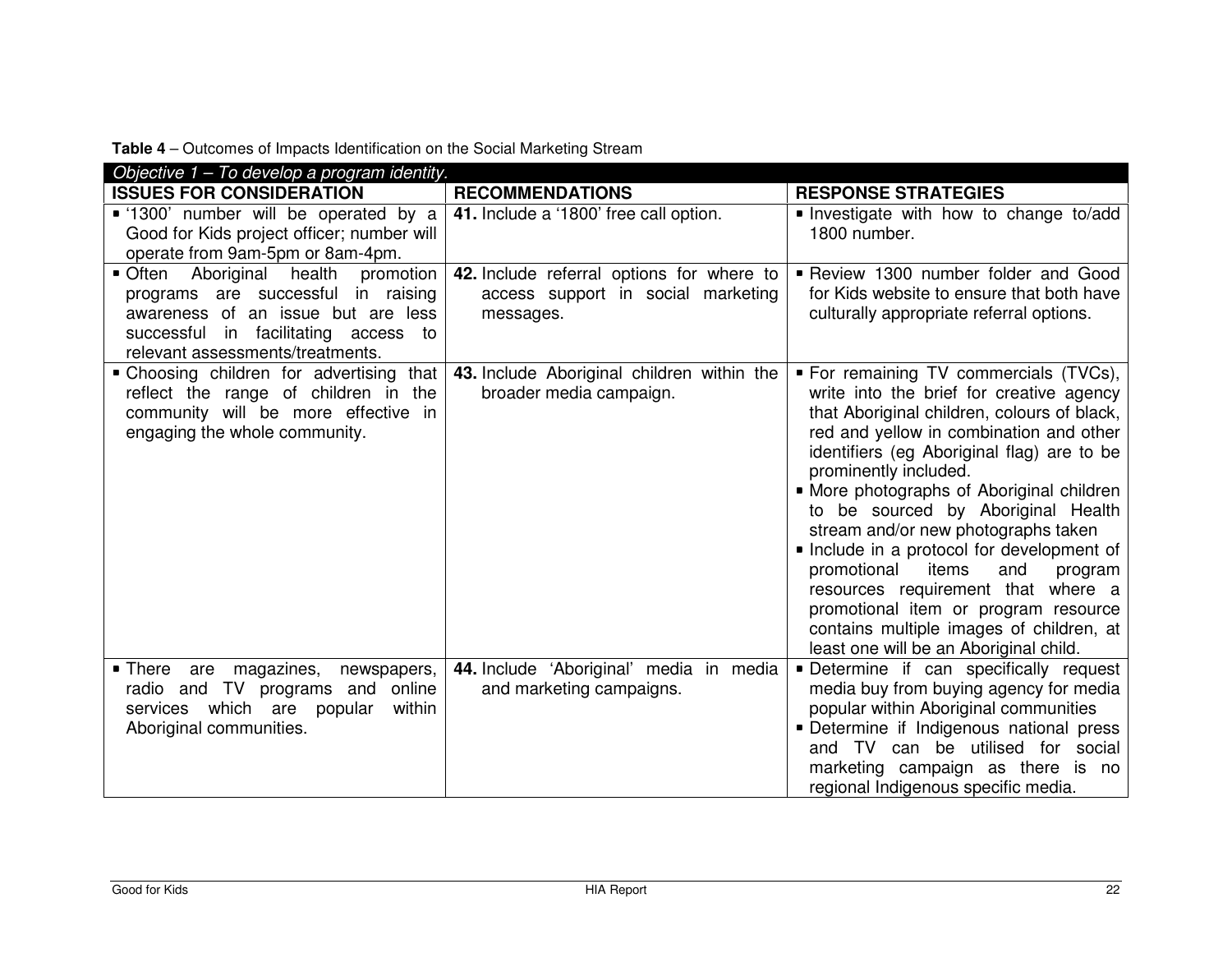**Table 4** – Outcomes of Impacts Identification on the Social Marketing Stream

| *Objective 1 – To develop a program identity.* | | |
|---|---|---|
| **ISSUES FOR CONSIDERATION** | **RECOMMENDATIONS** | **RESPONSE STRATEGIES** |
| ▪ '1300' number will be operated by a Good for Kids project officer; number will operate from 9am-5pm or 8am-4pm. | **41.** Include a '1800' free call option. | ▪ Investigate with how to change to/add 1800 number. |
| ▪ Often Aboriginal health promotion programs are successful in raising awareness of an issue but are less successful in facilitating access to relevant assessments/treatments. | **42.** Include referral options for where to access support in social marketing messages. | ▪ Review 1300 number folder and Good for Kids website to ensure that both have culturally appropriate referral options. |
| ▪ Choosing children for advertising that reflect the range of children in the community will be more effective in engaging the whole community. | **43.** Include Aboriginal children within the broader media campaign. | ▪ For remaining TV commercials (TVCs), write into the brief for creative agency that Aboriginal children, colours of black, red and yellow in combination and other identifiers (eg Aboriginal flag) are to be prominently included.<br>▪ More photographs of Aboriginal children to be sourced by Aboriginal Health stream and/or new photographs taken<br>▪ Include in a protocol for development of promotional items and program resources requirement that where a promotional item or program resource contains multiple images of children, at least one will be an Aboriginal child. |
| ▪ There are magazines, newspapers, radio and TV programs and online services which are popular within Aboriginal communities. | **44.** Include 'Aboriginal' media in media and marketing campaigns. | ▪ Determine if can specifically request media buy from buying agency for media popular within Aboriginal communities<br>▪ Determine if Indigenous national press and TV can be utilised for social marketing campaign as there is no regional Indigenous specific media. |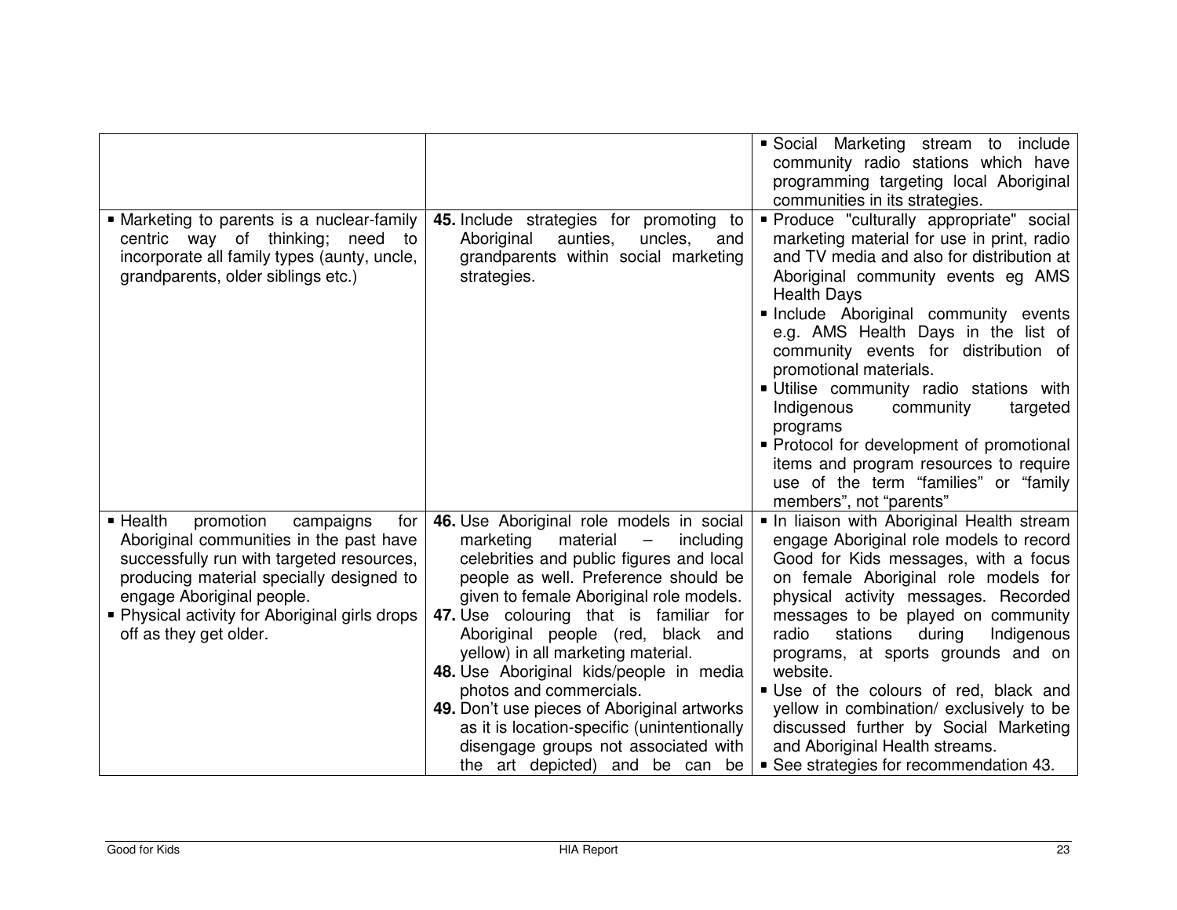| | | |
|---|---|---|
| | | ▪ Social Marketing stream to include community radio stations which have programming targeting local Aboriginal communities in its strategies. |
| ▪ Marketing to parents is a nuclear-family centric way of thinking; need to incorporate all family types (aunty, uncle, grandparents, older siblings etc.) | **45.** Include strategies for promoting to Aboriginal aunties, uncles, and grandparents within social marketing strategies. | ▪ Produce "culturally appropriate" social marketing material for use in print, radio and TV media and also for distribution at Aboriginal community events eg AMS Health Days<br>▪ Include Aboriginal community events e.g. AMS Health Days in the list of community events for distribution of promotional materials.<br>▪ Utilise community radio stations with Indigenous community targeted programs<br>▪ Protocol for development of promotional items and program resources to require use of the term "families" or "family members", not "parents" |
| ▪ Health promotion campaigns for Aboriginal communities in the past have successfully run with targeted resources, producing material specially designed to engage Aboriginal people.<br>▪ Physical activity for Aboriginal girls drops off as they get older. | **46.** Use Aboriginal role models in social marketing material – including celebrities and public figures and local people as well. Preference should be given to female Aboriginal role models.<br>**47.** Use colouring that is familiar for Aboriginal people (red, black and yellow) in all marketing material.<br>**48.** Use Aboriginal kids/people in media photos and commercials.<br>**49.** Don't use pieces of Aboriginal artworks as it is location-specific (unintentionally disengage groups not associated with the art depicted) and be can be | ▪ In liaison with Aboriginal Health stream engage Aboriginal role models to record Good for Kids messages, with a focus on female Aboriginal role models for physical activity messages. Recorded messages to be played on community radio stations during Indigenous programs, at sports grounds and on website.<br>▪ Use of the colours of red, black and yellow in combination/ exclusively to be discussed further by Social Marketing and Aboriginal Health streams.<br>▪ See strategies for recommendation 43. |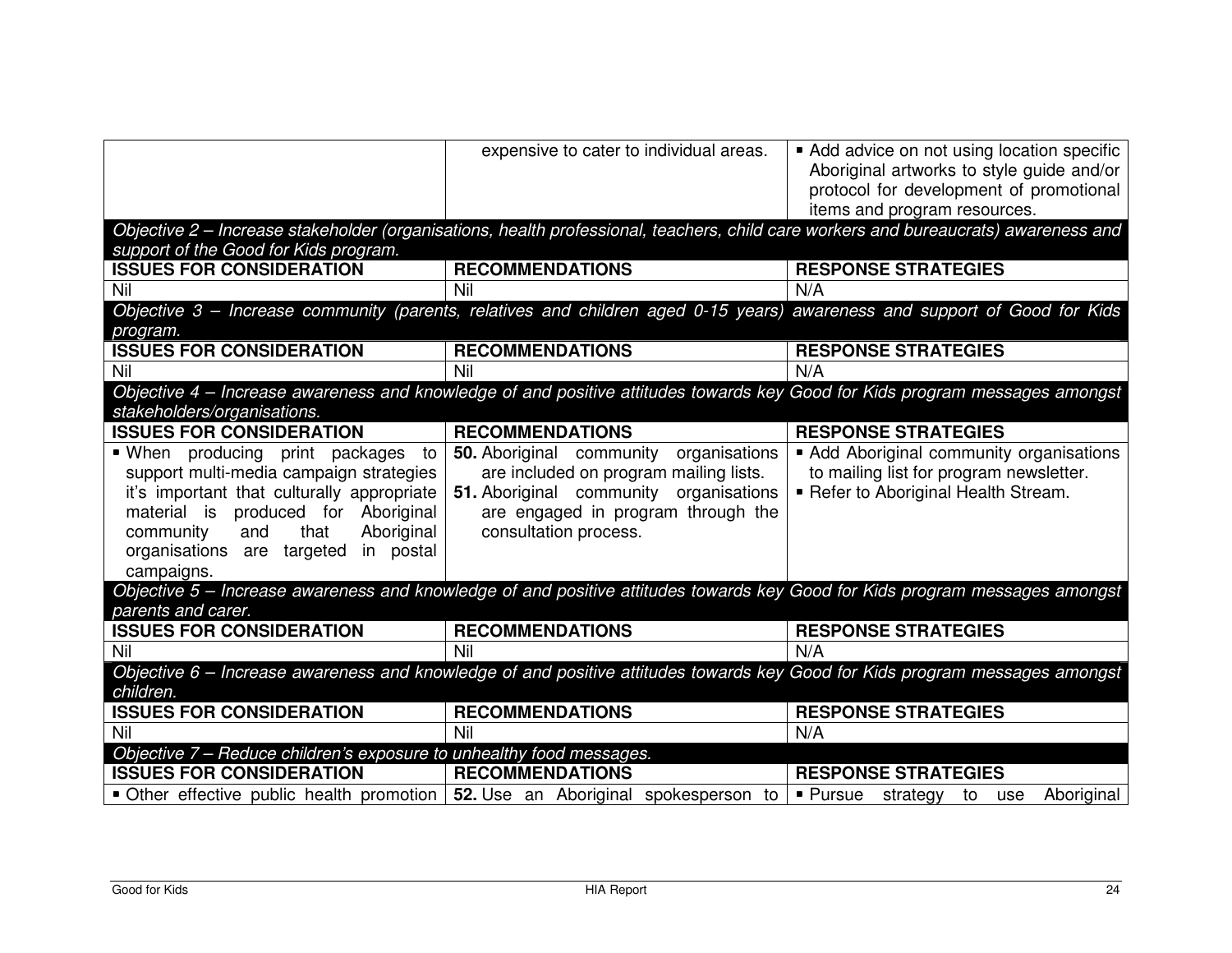| | | |
|---|---|---|
| | expensive to cater to individual areas. | ▪ Add advice on not using location specific Aboriginal artworks to style guide and/or protocol for development of promotional items and program resources. |
| *Objective 2 – Increase stakeholder (organisations, health professional, teachers, child care workers and bureaucrats) awareness and support of the Good for Kids program.* | | |
| **ISSUES FOR CONSIDERATION** | **RECOMMENDATIONS** | **RESPONSE STRATEGIES** |
| Nil | Nil | N/A |
| *Objective 3 – Increase community (parents, relatives and children aged 0-15 years) awareness and support of Good for Kids program.* | | |
| **ISSUES FOR CONSIDERATION** | **RECOMMENDATIONS** | **RESPONSE STRATEGIES** |
| Nil | Nil | N/A |
| *Objective 4 – Increase awareness and knowledge of and positive attitudes towards key Good for Kids program messages amongst stakeholders/organisations.* | | |
| **ISSUES FOR CONSIDERATION** | **RECOMMENDATIONS** | **RESPONSE STRATEGIES** |
| ▪ When producing print packages to support multi-media campaign strategies it's important that culturally appropriate material is produced for Aboriginal community and that Aboriginal organisations are targeted in postal campaigns. | **50.** Aboriginal community organisations are included on program mailing lists.<br>**51.** Aboriginal community organisations are engaged in program through the consultation process. | ▪ Add Aboriginal community organisations to mailing list for program newsletter.<br>▪ Refer to Aboriginal Health Stream. |
| *Objective 5 – Increase awareness and knowledge of and positive attitudes towards key Good for Kids program messages amongst parents and carer.* | | |
| **ISSUES FOR CONSIDERATION** | **RECOMMENDATIONS** | **RESPONSE STRATEGIES** |
| Nil | Nil | N/A |
| *Objective 6 – Increase awareness and knowledge of and positive attitudes towards key Good for Kids program messages amongst children.* | | |
| **ISSUES FOR CONSIDERATION** | **RECOMMENDATIONS** | **RESPONSE STRATEGIES** |
| Nil | Nil | N/A |
| *Objective 7 – Reduce children's exposure to unhealthy food messages.* | | |
| **ISSUES FOR CONSIDERATION** | **RECOMMENDATIONS** | **RESPONSE STRATEGIES** |
| ▪ Other effective public health promotion | **52.** Use an Aboriginal spokesperson to | ▪ Pursue strategy to use Aboriginal |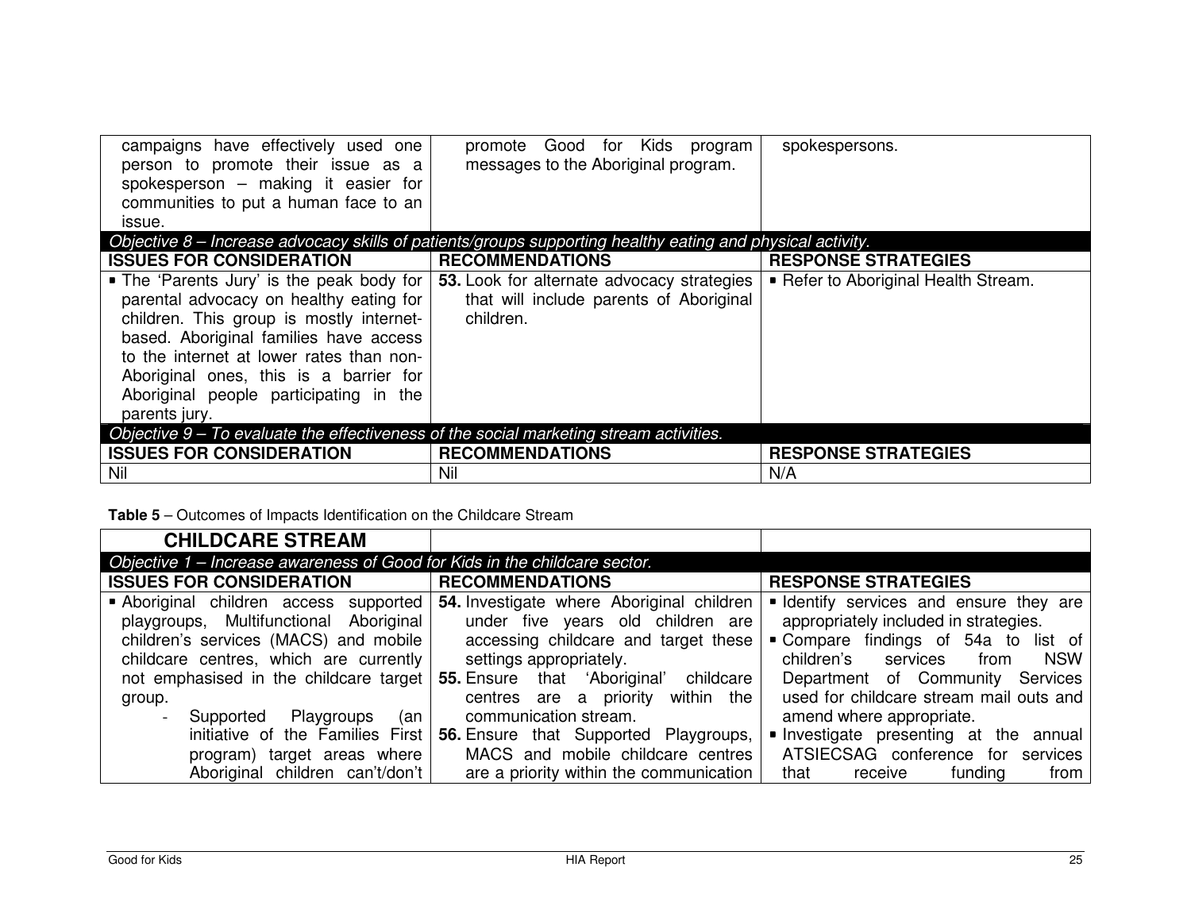| | | |
|---|---|---|
| campaigns have effectively used one person to promote their issue as a spokesperson – making it easier for communities to put a human face to an issue. | promote Good for Kids program messages to the Aboriginal program. | spokespersons. |
| *Objective 8 – Increase advocacy skills of patients/groups supporting healthy eating and physical activity.* | | |
| **ISSUES FOR CONSIDERATION** | **RECOMMENDATIONS** | **RESPONSE STRATEGIES** |
| ▪ The 'Parents Jury' is the peak body for parental advocacy on healthy eating for children. This group is mostly internet-based. Aboriginal families have access to the internet at lower rates than non-Aboriginal ones, this is a barrier for Aboriginal people participating in the parents jury. | **53.** Look for alternate advocacy strategies that will include parents of Aboriginal children. | ▪ Refer to Aboriginal Health Stream. |
| *Objective 9 – To evaluate the effectiveness of the social marketing stream activities.* | | |
| **ISSUES FOR CONSIDERATION** | **RECOMMENDATIONS** | **RESPONSE STRATEGIES** |
| Nil | Nil | N/A |

**Table 5** – Outcomes of Impacts Identification on the Childcare Stream

| **CHILDCARE STREAM** | | |
|---|---|---|
| *Objective 1 – Increase awareness of Good for Kids in the childcare sector.* | | |
| **ISSUES FOR CONSIDERATION** | **RECOMMENDATIONS** | **RESPONSE STRATEGIES** |
| ▪ Aboriginal children access supported playgroups, Multifunctional Aboriginal children's services (MACS) and mobile childcare centres, which are currently not emphasised in the childcare target group.<br>- Supported Playgroups (an initiative of the Families First program) target areas where Aboriginal children can't/don't | **54.** Investigate where Aboriginal children under five years old children are accessing childcare and target these settings appropriately.<br>**55.** Ensure that 'Aboriginal' childcare centres are a priority within the communication stream.<br>**56.** Ensure that Supported Playgroups, MACS and mobile childcare centres are a priority within the communication | ▪ Identify services and ensure they are appropriately included in strategies.<br>▪ Compare findings of 54a to list of children's services from NSW Department of Community Services used for childcare stream mail outs and amend where appropriate.<br>▪ Investigate presenting at the annual ATSIECSAG conference for services that receive funding from |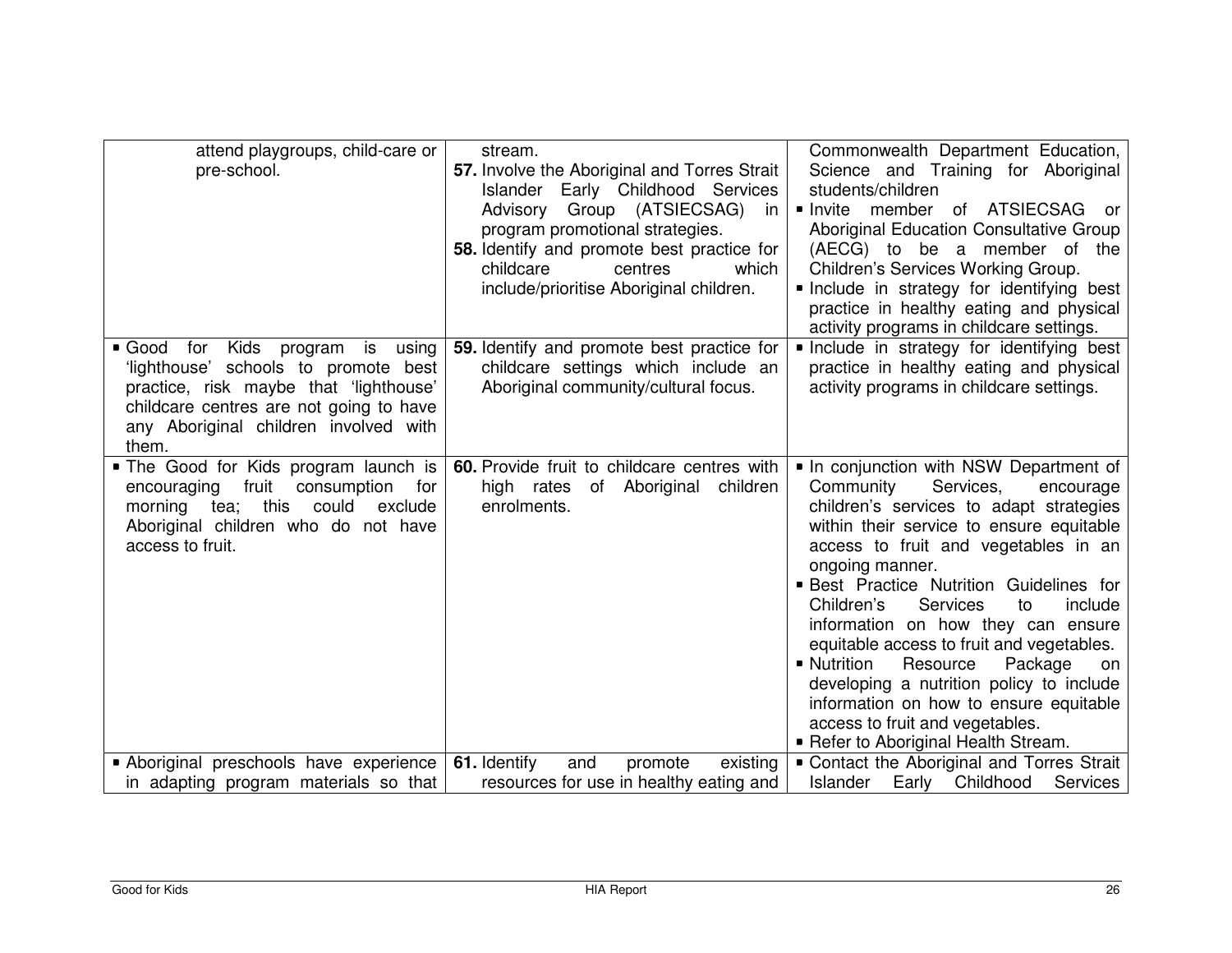| | | |
|---|---|---|
| attend playgroups, child-care or pre-school. | stream.<br>**57.** Involve the Aboriginal and Torres Strait Islander Early Childhood Services Advisory Group (ATSIECSAG) in program promotional strategies.<br>**58.** Identify and promote best practice for childcare centres which include/prioritise Aboriginal children. | Commonwealth Department Education, Science and Training for Aboriginal students/children<br>▪ Invite member of ATSIECSAG or Aboriginal Education Consultative Group (AECG) to be a member of the Children's Services Working Group.<br>▪ Include in strategy for identifying best practice in healthy eating and physical activity programs in childcare settings. |
| ▪ Good for Kids program is using 'lighthouse' schools to promote best practice, risk maybe that 'lighthouse' childcare centres are not going to have any Aboriginal children involved with them. | **59.** Identify and promote best practice for childcare settings which include an Aboriginal community/cultural focus. | ▪ Include in strategy for identifying best practice in healthy eating and physical activity programs in childcare settings. |
| ▪ The Good for Kids program launch is encouraging fruit consumption for morning tea; this could exclude Aboriginal children who do not have access to fruit. | **60.** Provide fruit to childcare centres with high rates of Aboriginal children enrolments. | ▪ In conjunction with NSW Department of Community Services, encourage children's services to adapt strategies within their service to ensure equitable access to fruit and vegetables in an ongoing manner.<br>▪ Best Practice Nutrition Guidelines for Children's Services to include information on how they can ensure equitable access to fruit and vegetables.<br>▪ Nutrition Resource Package on developing a nutrition policy to include information on how to ensure equitable access to fruit and vegetables.<br>▪ Refer to Aboriginal Health Stream. |
| ▪ Aboriginal preschools have experience in adapting program materials so that | **61.** Identify and promote existing resources for use in healthy eating and | ▪ Contact the Aboriginal and Torres Strait Islander Early Childhood Services |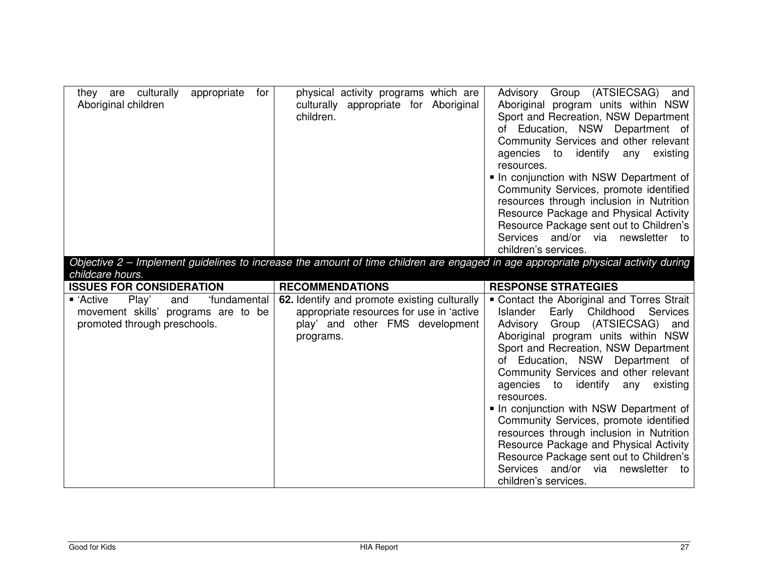| | | |
|---|---|---|
| they are culturally appropriate for Aboriginal children | physical activity programs which are culturally appropriate for Aboriginal children. | Advisory Group (ATSIECSAG) and Aboriginal program units within NSW Sport and Recreation, NSW Department of Education, NSW Department of Community Services and other relevant agencies to identify any existing resources.<br>▪ In conjunction with NSW Department of Community Services, promote identified resources through inclusion in Nutrition Resource Package and Physical Activity Resource Package sent out to Children's Services and/or via newsletter to children's services. |

*Objective 2 – Implement guidelines to increase the amount of time children are engaged in age appropriate physical activity during childcare hours.*

| ISSUES FOR CONSIDERATION | RECOMMENDATIONS | RESPONSE STRATEGIES |
|---|---|---|
| ▪ 'Active Play' and 'fundamental movement skills' programs are to be promoted through preschools. | **62.** Identify and promote existing culturally appropriate resources for use in 'active play' and other FMS development programs. | ▪ Contact the Aboriginal and Torres Strait Islander Early Childhood Services Advisory Group (ATSIECSAG) and Aboriginal program units within NSW Sport and Recreation, NSW Department of Education, NSW Department of Community Services and other relevant agencies to identify any existing resources.<br>▪ In conjunction with NSW Department of Community Services, promote identified resources through inclusion in Nutrition Resource Package and Physical Activity Resource Package sent out to Children's Services and/or via newsletter to children's services. |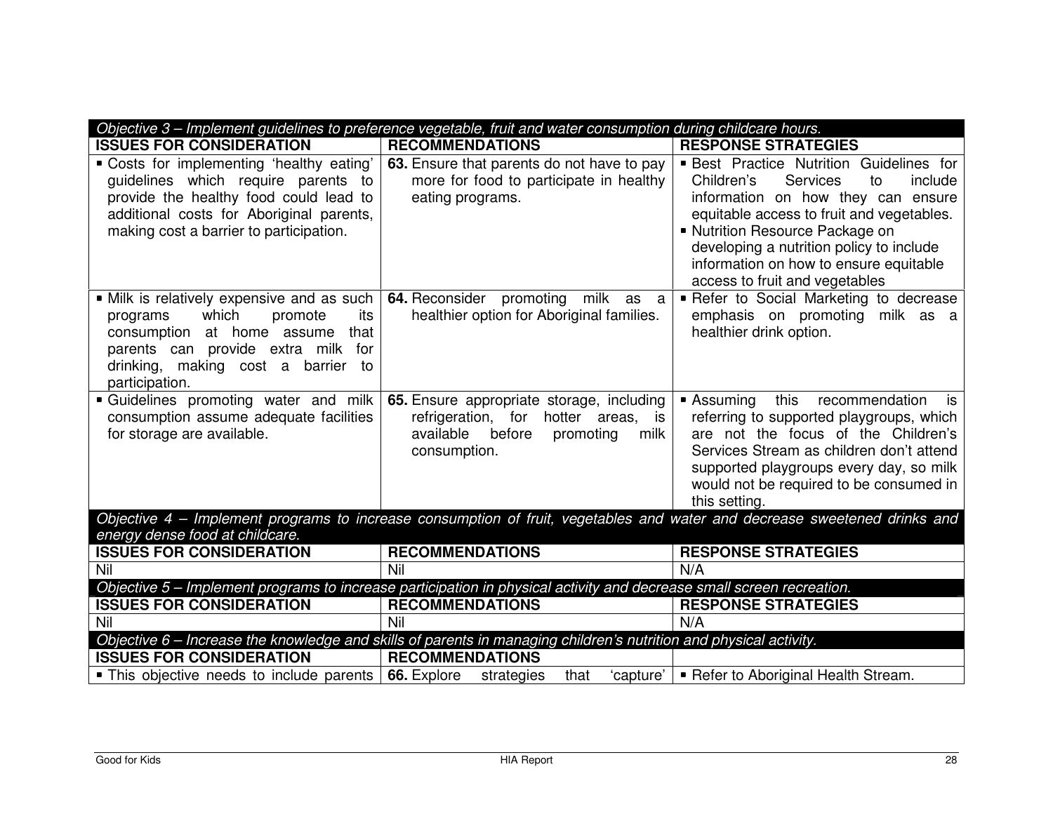| *Objective 3 – Implement guidelines to preference vegetable, fruit and water consumption during childcare hours.* | | |
|---|---|---|
| **ISSUES FOR CONSIDERATION** | **RECOMMENDATIONS** | **RESPONSE STRATEGIES** |
| ▪ Costs for implementing 'healthy eating' guidelines which require parents to provide the healthy food could lead to additional costs for Aboriginal parents, making cost a barrier to participation. | **63.** Ensure that parents do not have to pay more for food to participate in healthy eating programs. | ▪ Best Practice Nutrition Guidelines for Children's Services to include information on how they can ensure equitable access to fruit and vegetables.<br>▪ Nutrition Resource Package on developing a nutrition policy to include information on how to ensure equitable access to fruit and vegetables |
| ▪ Milk is relatively expensive and as such programs which promote its consumption at home assume that parents can provide extra milk for drinking, making cost a barrier to participation. | **64.** Reconsider promoting milk as a healthier option for Aboriginal families. | ▪ Refer to Social Marketing to decrease emphasis on promoting milk as a healthier drink option. |
| ▪ Guidelines promoting water and milk consumption assume adequate facilities for storage are available. | **65.** Ensure appropriate storage, including refrigeration, for hotter areas, is available before promoting milk consumption. | ▪ Assuming this recommendation is referring to supported playgroups, which are not the focus of the Children's Services Stream as children don't attend supported playgroups every day, so milk would not be required to be consumed in this setting. |
| *Objective 4 – Implement programs to increase consumption of fruit, vegetables and water and decrease sweetened drinks and energy dense food at childcare.* | | |
| **ISSUES FOR CONSIDERATION** | **RECOMMENDATIONS** | **RESPONSE STRATEGIES** |
| Nil | Nil | N/A |
| *Objective 5 – Implement programs to increase participation in physical activity and decrease small screen recreation.* | | |
| **ISSUES FOR CONSIDERATION** | **RECOMMENDATIONS** | **RESPONSE STRATEGIES** |
| Nil | Nil | N/A |
| *Objective 6 – Increase the knowledge and skills of parents in managing children's nutrition and physical activity.* | | |
| **ISSUES FOR CONSIDERATION** | **RECOMMENDATIONS** | |
| ▪ This objective needs to include parents | **66.** Explore strategies that 'capture' | ▪ Refer to Aboriginal Health Stream. |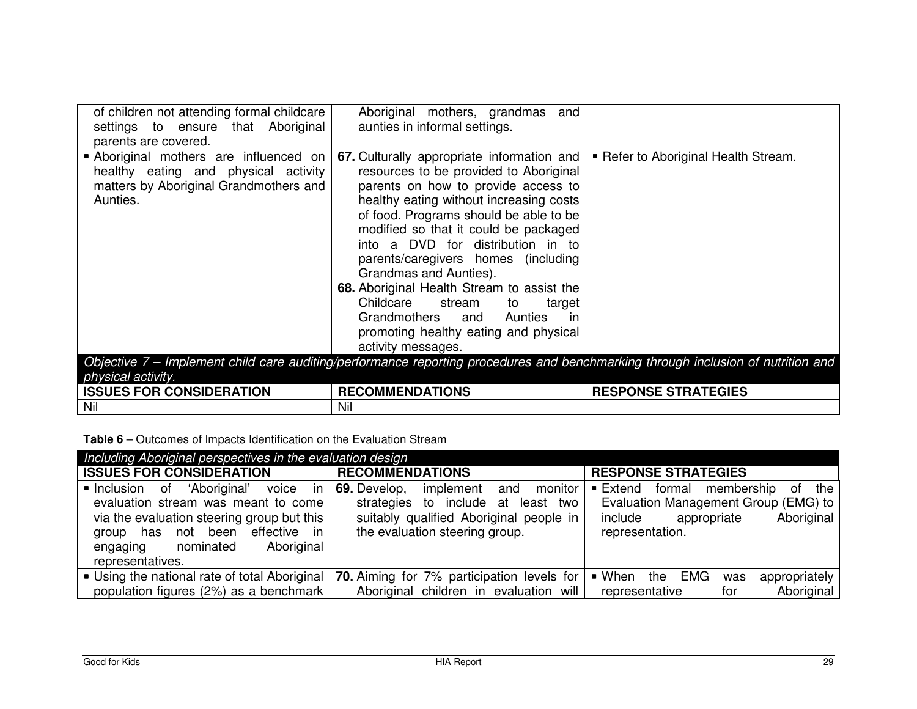| ISSUES FOR CONSIDERATION | RECOMMENDATIONS | RESPONSE STRATEGIES |
|---|---|---|
| of children not attending formal childcare settings to ensure that Aboriginal parents are covered. | Aboriginal mothers, grandmas and aunties in informal settings. | |
| ▪ Aboriginal mothers are influenced on healthy eating and physical activity matters by Aboriginal Grandmothers and Aunties. | **67.** Culturally appropriate information and resources to be provided to Aboriginal parents on how to provide access to healthy eating without increasing costs of food. Programs should be able to be modified so that it could be packaged into a DVD for distribution in to parents/caregivers homes (including Grandmas and Aunties).<br>**68.** Aboriginal Health Stream to assist the Childcare stream to target Grandmothers and Aunties in promoting healthy eating and physical activity messages. | ▪ Refer to Aboriginal Health Stream. |
| *Objective 7 – Implement child care auditing/performance reporting procedures and benchmarking through inclusion of nutrition and physical activity.* | | |
| **ISSUES FOR CONSIDERATION** | **RECOMMENDATIONS** | **RESPONSE STRATEGIES** |
| Nil | Nil | |

**Table 6** – Outcomes of Impacts Identification on the Evaluation Stream

| *Including Aboriginal perspectives in the evaluation design* | | |
|---|---|---|
| **ISSUES FOR CONSIDERATION** | **RECOMMENDATIONS** | **RESPONSE STRATEGIES** |
| ▪ Inclusion of 'Aboriginal' voice in evaluation stream was meant to come via the evaluation steering group but this group has not been effective in engaging nominated Aboriginal representatives. | **69.** Develop, implement and monitor strategies to include at least two suitably qualified Aboriginal people in the evaluation steering group. | ▪ Extend formal membership of the Evaluation Management Group (EMG) to include appropriate Aboriginal representation. |
| ▪ Using the national rate of total Aboriginal population figures (2%) as a benchmark | **70.** Aiming for 7% participation levels for Aboriginal children in evaluation will | ▪ When the EMG was appropriately representative for Aboriginal |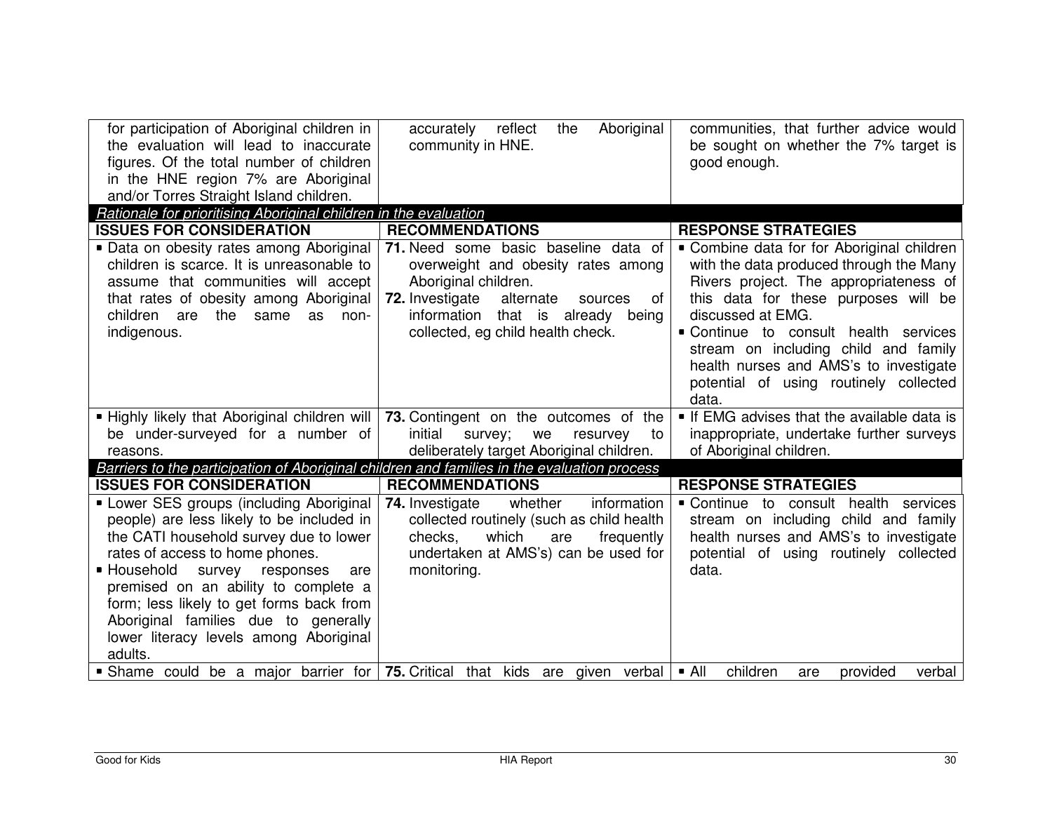| | | |
|---|---|---|
| for participation of Aboriginal children in the evaluation will lead to inaccurate figures. Of the total number of children in the HNE region 7% are Aboriginal and/or Torres Straight Island children. | accurately reflect the Aboriginal community in HNE. | communities, that further advice would be sought on whether the 7% target is good enough. |
| *Rationale for prioritising Aboriginal children in the evaluation* | | |
| **ISSUES FOR CONSIDERATION** | **RECOMMENDATIONS** | **RESPONSE STRATEGIES** |
| ▪ Data on obesity rates among Aboriginal children is scarce. It is unreasonable to assume that communities will accept that rates of obesity among Aboriginal children are the same as non-indigenous. | **71.** Need some basic baseline data of overweight and obesity rates among Aboriginal children.<br>**72.** Investigate alternate sources of information that is already being collected, eg child health check. | ▪ Combine data for for Aboriginal children with the data produced through the Many Rivers project. The appropriateness of this data for these purposes will be discussed at EMG.<br>▪ Continue to consult health services stream on including child and family health nurses and AMS's to investigate potential of using routinely collected data. |
| ▪ Highly likely that Aboriginal children will be under-surveyed for a number of reasons. | **73.** Contingent on the outcomes of the initial survey; we resurvey to deliberately target Aboriginal children. | ▪ If EMG advises that the available data is inappropriate, undertake further surveys of Aboriginal children. |
| *Barriers to the participation of Aboriginal children and families in the evaluation process* | | |
| **ISSUES FOR CONSIDERATION** | **RECOMMENDATIONS** | **RESPONSE STRATEGIES** |
| ▪ Lower SES groups (including Aboriginal people) are less likely to be included in the CATI household survey due to lower rates of access to home phones.<br>▪ Household survey responses are premised on an ability to complete a form; less likely to get forms back from Aboriginal families due to generally lower literacy levels among Aboriginal adults. | **74.** Investigate whether information collected routinely (such as child health checks, which are frequently undertaken at AMS's) can be used for monitoring. | ▪ Continue to consult health services stream on including child and family health nurses and AMS's to investigate potential of using routinely collected data. |
| ▪ Shame could be a major barrier for | **75.** Critical that kids are given verbal | ▪ All children are provided verbal |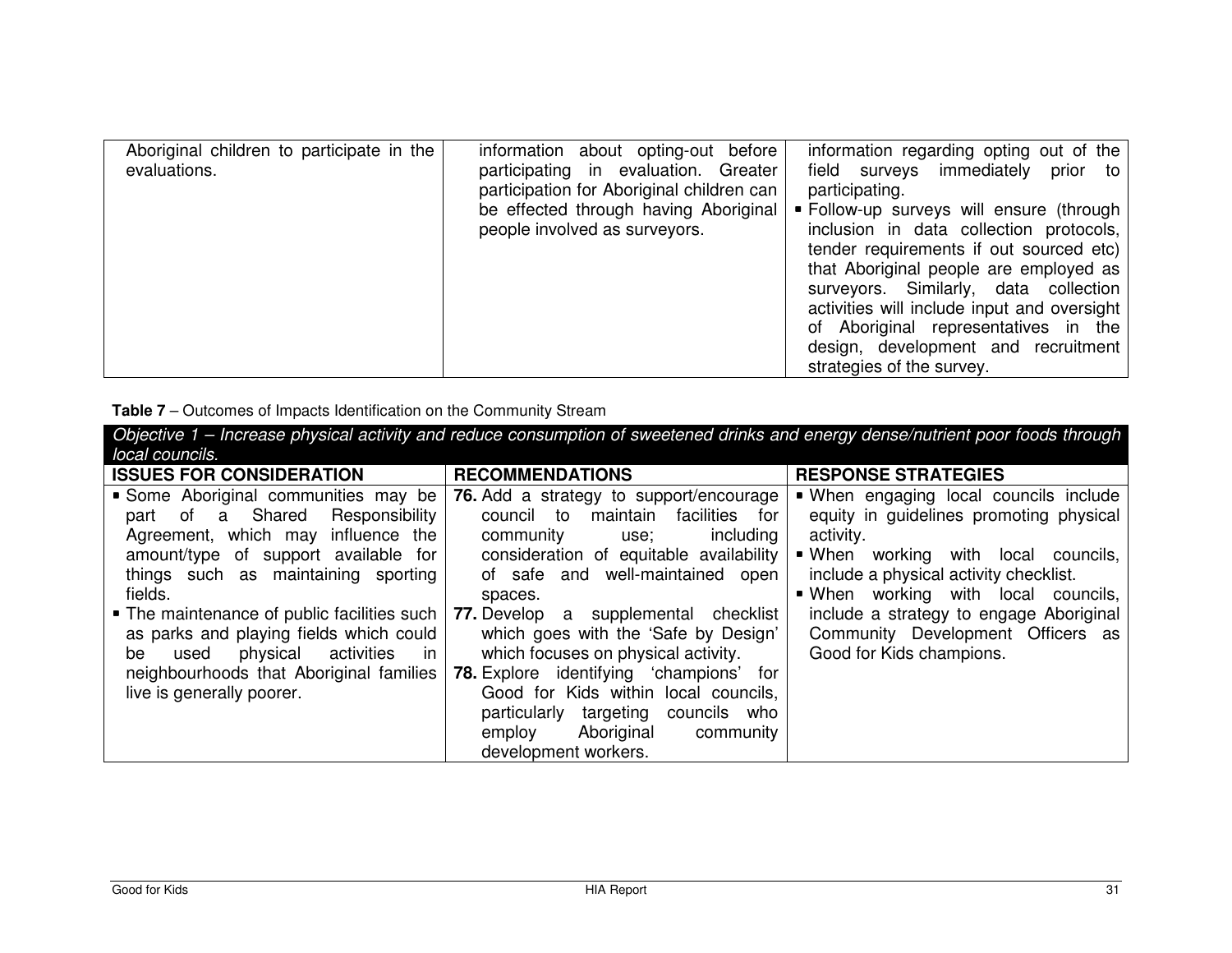| | | |
|---|---|---|
| Aboriginal children to participate in the evaluations. | information about opting-out before participating in evaluation. Greater participation for Aboriginal children can be effected through having Aboriginal people involved as surveyors. | information regarding opting out of the field surveys immediately prior to participating.<br>▪ Follow-up surveys will ensure (through inclusion in data collection protocols, tender requirements if out sourced etc) that Aboriginal people are employed as surveyors. Similarly, data collection activities will include input and oversight of Aboriginal representatives in the design, development and recruitment strategies of the survey. |

**Table 7** – Outcomes of Impacts Identification on the Community Stream

| *Objective 1 – Increase physical activity and reduce consumption of sweetened drinks and energy dense/nutrient poor foods through local councils.* | | |
|---|---|---|
| **ISSUES FOR CONSIDERATION** | **RECOMMENDATIONS** | **RESPONSE STRATEGIES** |
| ▪ Some Aboriginal communities may be part of a Shared Responsibility Agreement, which may influence the amount/type of support available for things such as maintaining sporting fields.<br>▪ The maintenance of public facilities such as parks and playing fields which could be used physical activities in neighbourhoods that Aboriginal families live is generally poorer. | **76.** Add a strategy to support/encourage council to maintain facilities for community use; including consideration of equitable availability of safe and well-maintained open spaces.<br>**77.** Develop a supplemental checklist which goes with the 'Safe by Design' which focuses on physical activity.<br>**78.** Explore identifying 'champions' for Good for Kids within local councils, particularly targeting councils who employ Aboriginal community development workers. | ▪ When engaging local councils include equity in guidelines promoting physical activity.<br>▪ When working with local councils, include a physical activity checklist.<br>▪ When working with local councils, include a strategy to engage Aboriginal Community Development Officers as Good for Kids champions. |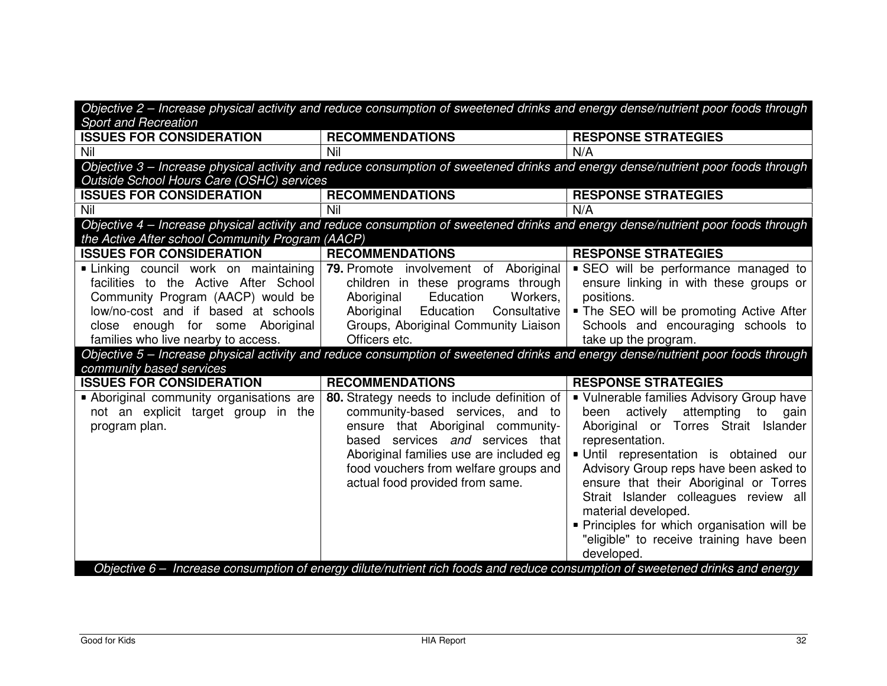| *Objective 2 – Increase physical activity and reduce consumption of sweetened drinks and energy dense/nutrient poor foods through Sport and Recreation* | | |
|---|---|---|
| **ISSUES FOR CONSIDERATION** | **RECOMMENDATIONS** | **RESPONSE STRATEGIES** |
| Nil | Nil | N/A |
| *Objective 3 – Increase physical activity and reduce consumption of sweetened drinks and energy dense/nutrient poor foods through Outside School Hours Care (OSHC) services* | | |
| **ISSUES FOR CONSIDERATION** | **RECOMMENDATIONS** | **RESPONSE STRATEGIES** |
| Nil | Nil | N/A |
| *Objective 4 – Increase physical activity and reduce consumption of sweetened drinks and energy dense/nutrient poor foods through the Active After school Community Program (AACP)* | | |
| **ISSUES FOR CONSIDERATION** | **RECOMMENDATIONS** | **RESPONSE STRATEGIES** |
| ▪ Linking council work on maintaining facilities to the Active After School Community Program (AACP) would be low/no-cost and if based at schools close enough for some Aboriginal families who live nearby to access. | **79.** Promote involvement of Aboriginal children in these programs through Aboriginal Education Workers, Aboriginal Education Consultative Groups, Aboriginal Community Liaison Officers etc. | ▪ SEO will be performance managed to ensure linking in with these groups or positions.<br>▪ The SEO will be promoting Active After Schools and encouraging schools to take up the program. |
| *Objective 5 – Increase physical activity and reduce consumption of sweetened drinks and energy dense/nutrient poor foods through community based services* | | |
| **ISSUES FOR CONSIDERATION** | **RECOMMENDATIONS** | **RESPONSE STRATEGIES** |
| ▪ Aboriginal community organisations are not an explicit target group in the program plan. | **80.** Strategy needs to include definition of community-based services, and to ensure that Aboriginal community-based services *and* services that Aboriginal families use are included eg food vouchers from welfare groups and actual food provided from same. | ▪ Vulnerable families Advisory Group have been actively attempting to gain Aboriginal or Torres Strait Islander representation.<br>▪ Until representation is obtained our Advisory Group reps have been asked to ensure that their Aboriginal or Torres Strait Islander colleagues review all material developed.<br>▪ Principles for which organisation will be "eligible" to receive training have been developed. |
| *Objective 6 – Increase consumption of energy dilute/nutrient rich foods and reduce consumption of sweetened drinks and energy* | | |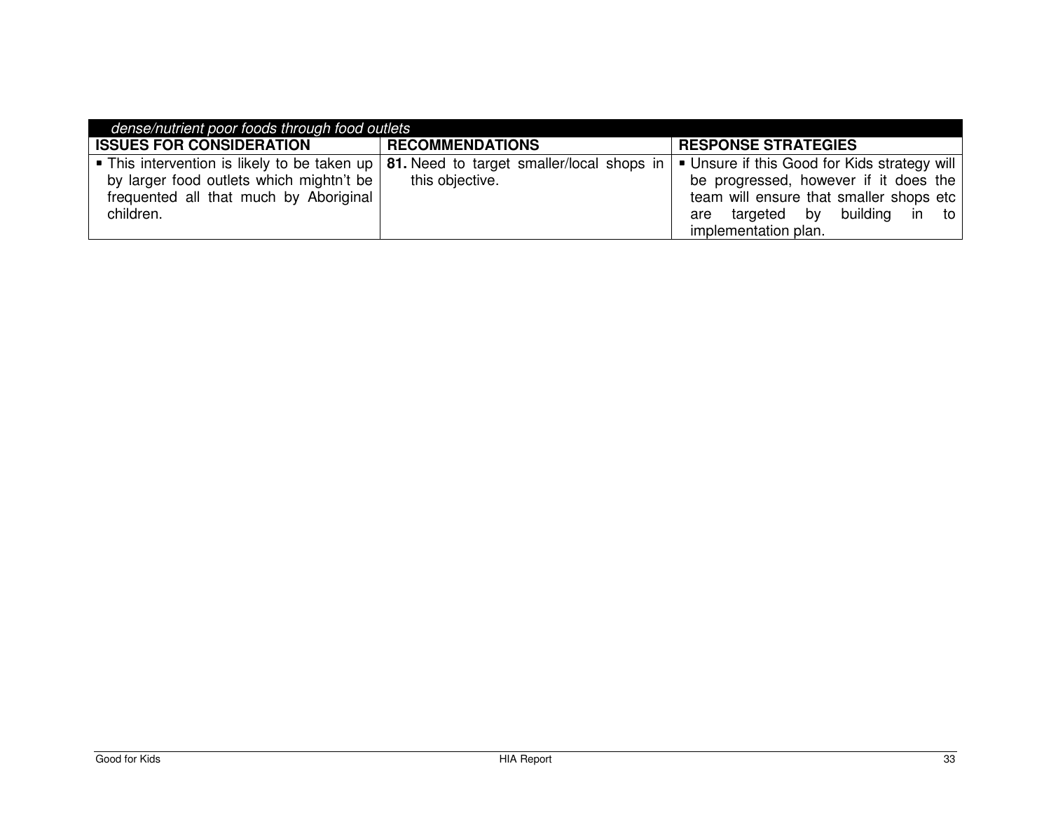| *dense/nutrient poor foods through food outlets* | | |
|---|---|---|
| **ISSUES FOR CONSIDERATION** | **RECOMMENDATIONS** | **RESPONSE STRATEGIES** |
| ▪ This intervention is likely to be taken up by larger food outlets which mightn't be frequented all that much by Aboriginal children. | **81.** Need to target smaller/local shops in this objective. | ▪ Unsure if this Good for Kids strategy will be progressed, however if it does the team will ensure that smaller shops etc are targeted by building in to implementation plan. |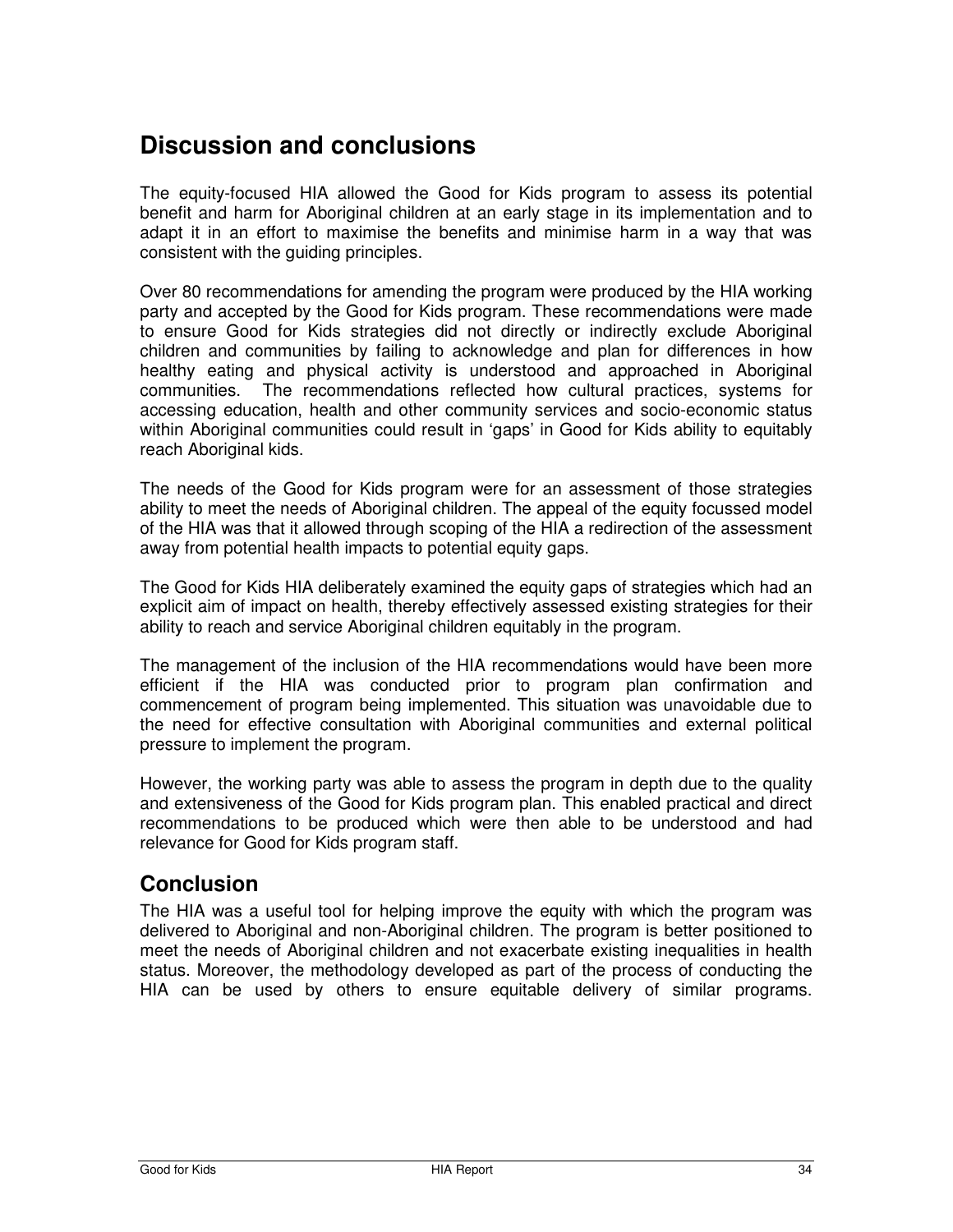# Discussion and conclusions

The equity-focused HIA allowed the Good for Kids program to assess its potential benefit and harm for Aboriginal children at an early stage in its implementation and to adapt it in an effort to maximise the benefits and minimise harm in a way that was consistent with the guiding principles.

Over 80 recommendations for amending the program were produced by the HIA working party and accepted by the Good for Kids program. These recommendations were made to ensure Good for Kids strategies did not directly or indirectly exclude Aboriginal children and communities by failing to acknowledge and plan for differences in how healthy eating and physical activity is understood and approached in Aboriginal communities. The recommendations reflected how cultural practices, systems for accessing education, health and other community services and socio-economic status within Aboriginal communities could result in 'gaps' in Good for Kids ability to equitably reach Aboriginal kids.

The needs of the Good for Kids program were for an assessment of those strategies ability to meet the needs of Aboriginal children. The appeal of the equity focussed model of the HIA was that it allowed through scoping of the HIA a redirection of the assessment away from potential health impacts to potential equity gaps.

The Good for Kids HIA deliberately examined the equity gaps of strategies which had an explicit aim of impact on health, thereby effectively assessed existing strategies for their ability to reach and service Aboriginal children equitably in the program.

The management of the inclusion of the HIA recommendations would have been more efficient if the HIA was conducted prior to program plan confirmation and commencement of program being implemented. This situation was unavoidable due to the need for effective consultation with Aboriginal communities and external political pressure to implement the program.

However, the working party was able to assess the program in depth due to the quality and extensiveness of the Good for Kids program plan. This enabled practical and direct recommendations to be produced which were then able to be understood and had relevance for Good for Kids program staff.

## Conclusion

The HIA was a useful tool for helping improve the equity with which the program was delivered to Aboriginal and non-Aboriginal children. The program is better positioned to meet the needs of Aboriginal children and not exacerbate existing inequalities in health status. Moreover, the methodology developed as part of the process of conducting the HIA can be used by others to ensure equitable delivery of similar programs.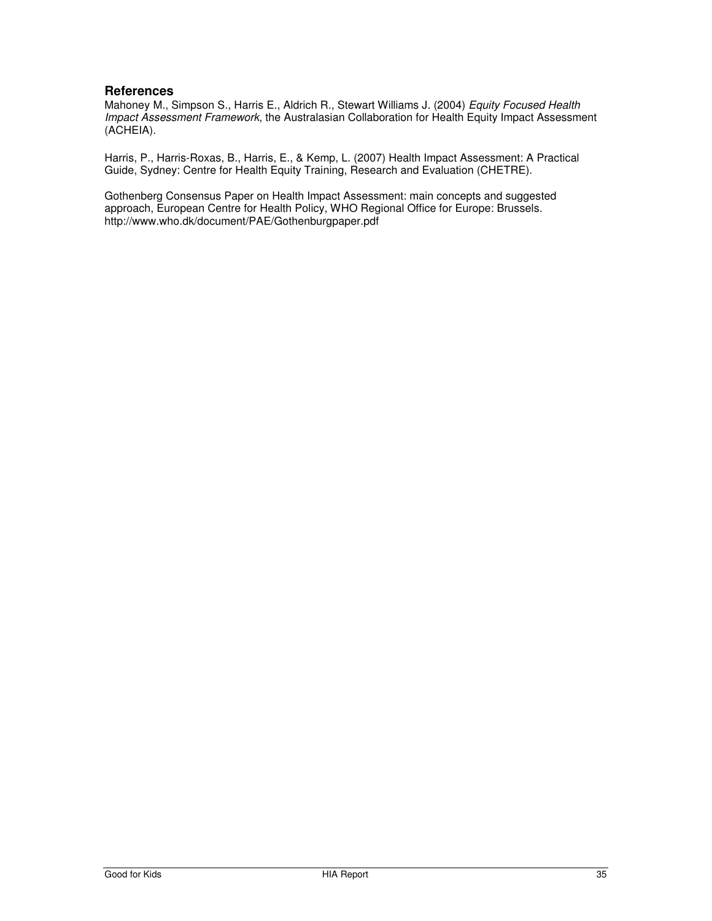## References

Mahoney M., Simpson S., Harris E., Aldrich R., Stewart Williams J. (2004) *Equity Focused Health Impact Assessment Framework*, the Australasian Collaboration for Health Equity Impact Assessment (ACHEIA).

Harris, P., Harris-Roxas, B., Harris, E., & Kemp, L. (2007) Health Impact Assessment: A Practical Guide, Sydney: Centre for Health Equity Training, Research and Evaluation (CHETRE).

Gothenberg Consensus Paper on Health Impact Assessment: main concepts and suggested approach, European Centre for Health Policy, WHO Regional Office for Europe: Brussels. http://www.who.dk/document/PAE/Gothenburgpaper.pdf